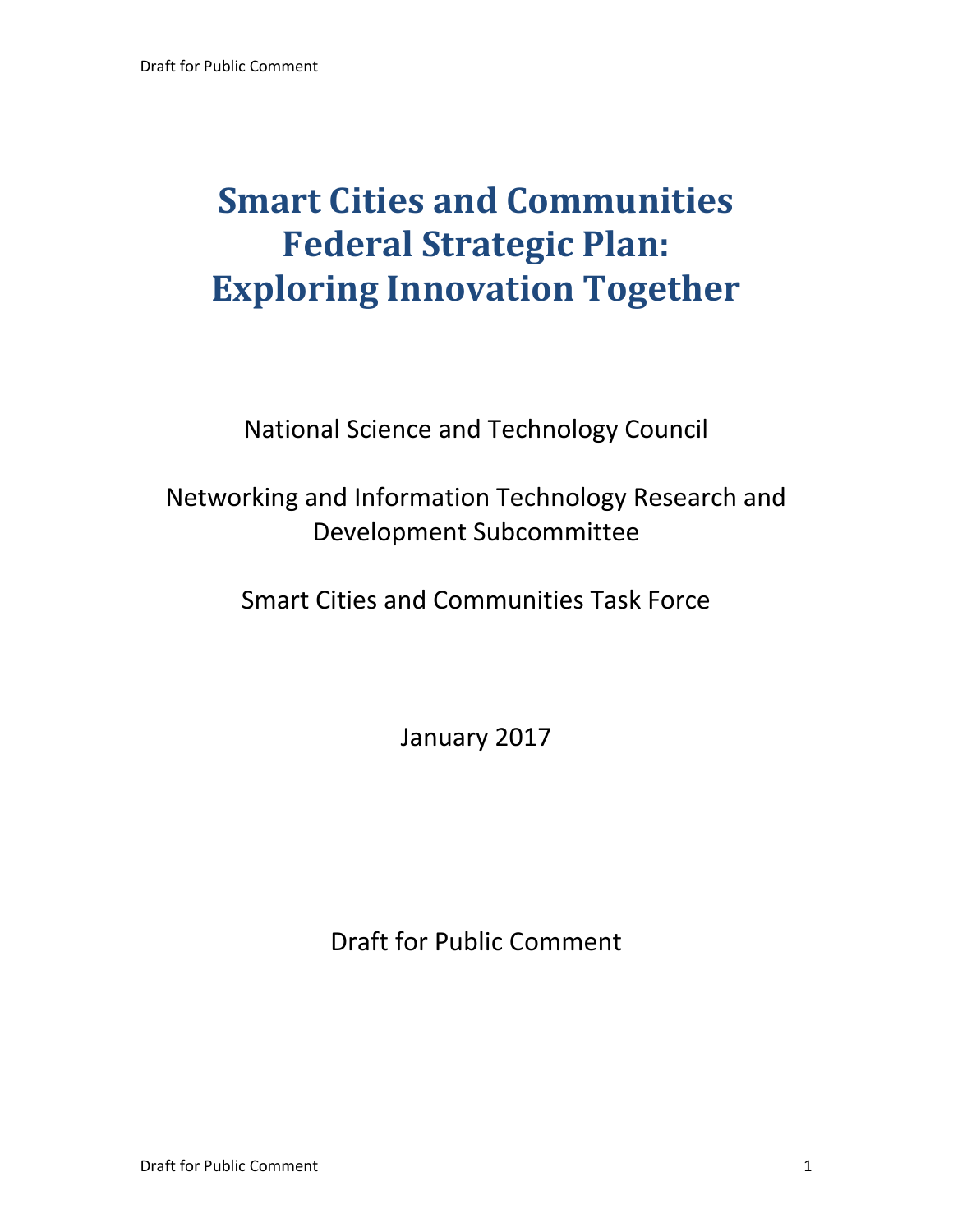# Smart Cities and Communities Federal Strategic Plan: Exploring Innovation Together

National Science and Technology Council

Networking and Information Technology Research and Development Subcommittee

Smart Cities and Communities Task Force

January 2017

Draft for Public Comment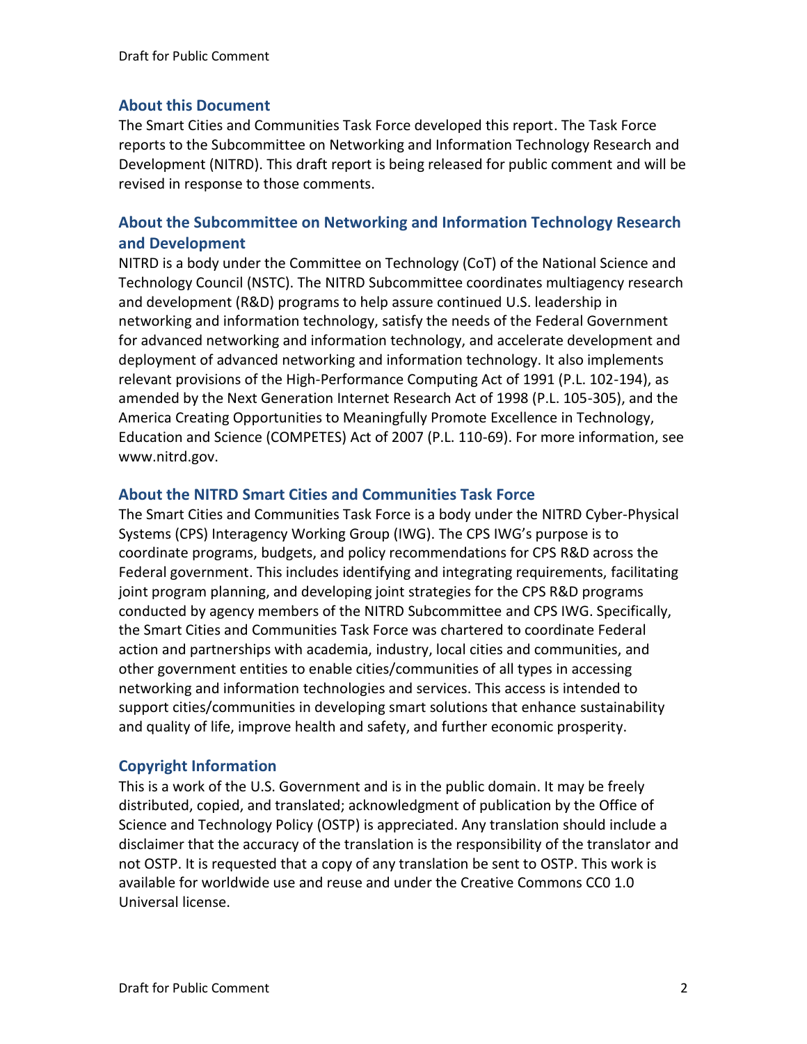## About this Document

The Smart Cities and Communities Task Force developed this report. The Task Force reports to the Subcommittee on Networking and Information Technology Research and Development (NITRD). This draft report is being released for public comment and will be revised in response to those comments.

## About the Subcommittee on Networking and Information Technology Research and Development

NITRD is a body under the Committee on Technology (CoT) of the National Science and Technology Council (NSTC). The NITRD Subcommittee coordinates multiagency research and development (R&D) programs to help assure continued U.S. leadership in networking and information technology, satisfy the needs of the Federal Government for advanced networking and information technology, and accelerate development and deployment of advanced networking and information technology. It also implements relevant provisions of the High-Performance Computing Act of 1991 (P.L. 102-194), as amended by the Next Generation Internet Research Act of 1998 (P.L. 105-305), and the America Creating Opportunities to Meaningfully Promote Excellence in Technology, Education and Science (COMPETES) Act of 2007 (P.L. 110-69). For more information, see www.nitrd.gov.

## About the NITRD Smart Cities and Communities Task Force

The Smart Cities and Communities Task Force is a body under the NITRD Cyber-Physical Systems (CPS) Interagency Working Group (IWG). The CPS IWG's purpose is to coordinate programs, budgets, and policy recommendations for CPS R&D across the Federal government. This includes identifying and integrating requirements, facilitating joint program planning, and developing joint strategies for the CPS R&D programs conducted by agency members of the NITRD Subcommittee and CPS IWG. Specifically, the Smart Cities and Communities Task Force was chartered to coordinate Federal action and partnerships with academia, industry, local cities and communities, and other government entities to enable cities/communities of all types in accessing networking and information technologies and services. This access is intended to support cities/communities in developing smart solutions that enhance sustainability and quality of life, improve health and safety, and further economic prosperity.

## Copyright Information

This is a work of the U.S. Government and is in the public domain. It may be freely distributed, copied, and translated; acknowledgment of publication by the Office of Science and Technology Policy (OSTP) is appreciated. Any translation should include a disclaimer that the accuracy of the translation is the responsibility of the translator and not OSTP. It is requested that a copy of any translation be sent to OSTP. This work is available for worldwide use and reuse and under the Creative Commons CC0 1.0 Universal license.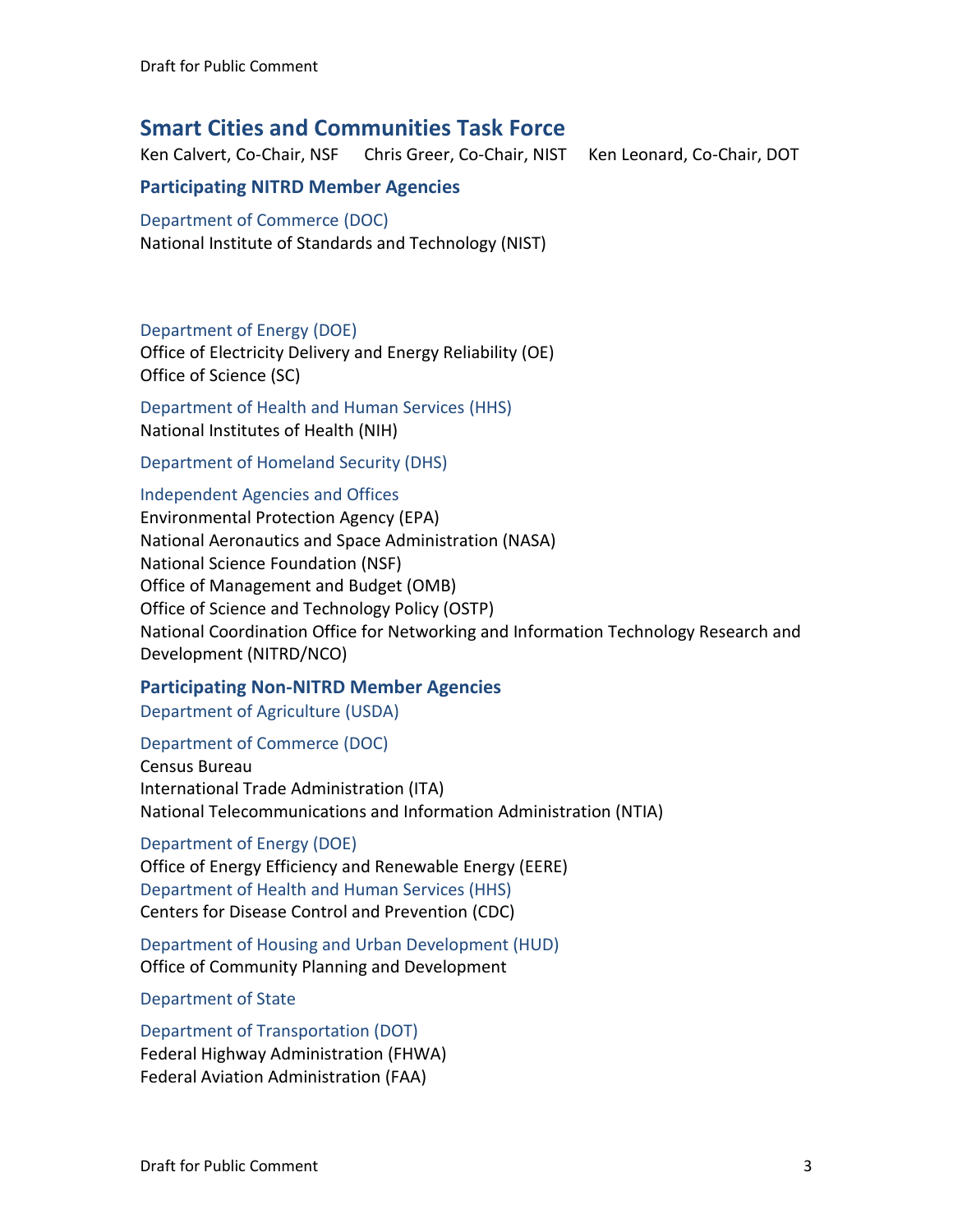## Smart Cities and Communities Task Force

Ken Calvert, Co-Chair, NSF    Chris Greer, Co-Chair, NIST    Ken Leonard, Co-Chair, DOT

### Participating NITRD Member Agencies

Department of Commerce (DOC)
National Institute of Standards and Technology (NIST)

Department of Energy (DOE)
Office of Electricity Delivery and Energy Reliability (OE)
Office of Science (SC)

Department of Health and Human Services (HHS)
National Institutes of Health (NIH)

Department of Homeland Security (DHS)

Independent Agencies and Offices
Environmental Protection Agency (EPA)
National Aeronautics and Space Administration (NASA)
National Science Foundation (NSF)
Office of Management and Budget (OMB)
Office of Science and Technology Policy (OSTP)
National Coordination Office for Networking and Information Technology Research and Development (NITRD/NCO)

### Participating Non-NITRD Member Agencies

Department of Agriculture (USDA)

Department of Commerce (DOC)
Census Bureau
International Trade Administration (ITA)
National Telecommunications and Information Administration (NTIA)

Department of Energy (DOE)
Office of Energy Efficiency and Renewable Energy (EERE)

Department of Health and Human Services (HHS)
Centers for Disease Control and Prevention (CDC)

Department of Housing and Urban Development (HUD)
Office of Community Planning and Development

Department of State

Department of Transportation (DOT)
Federal Highway Administration (FHWA)
Federal Aviation Administration (FAA)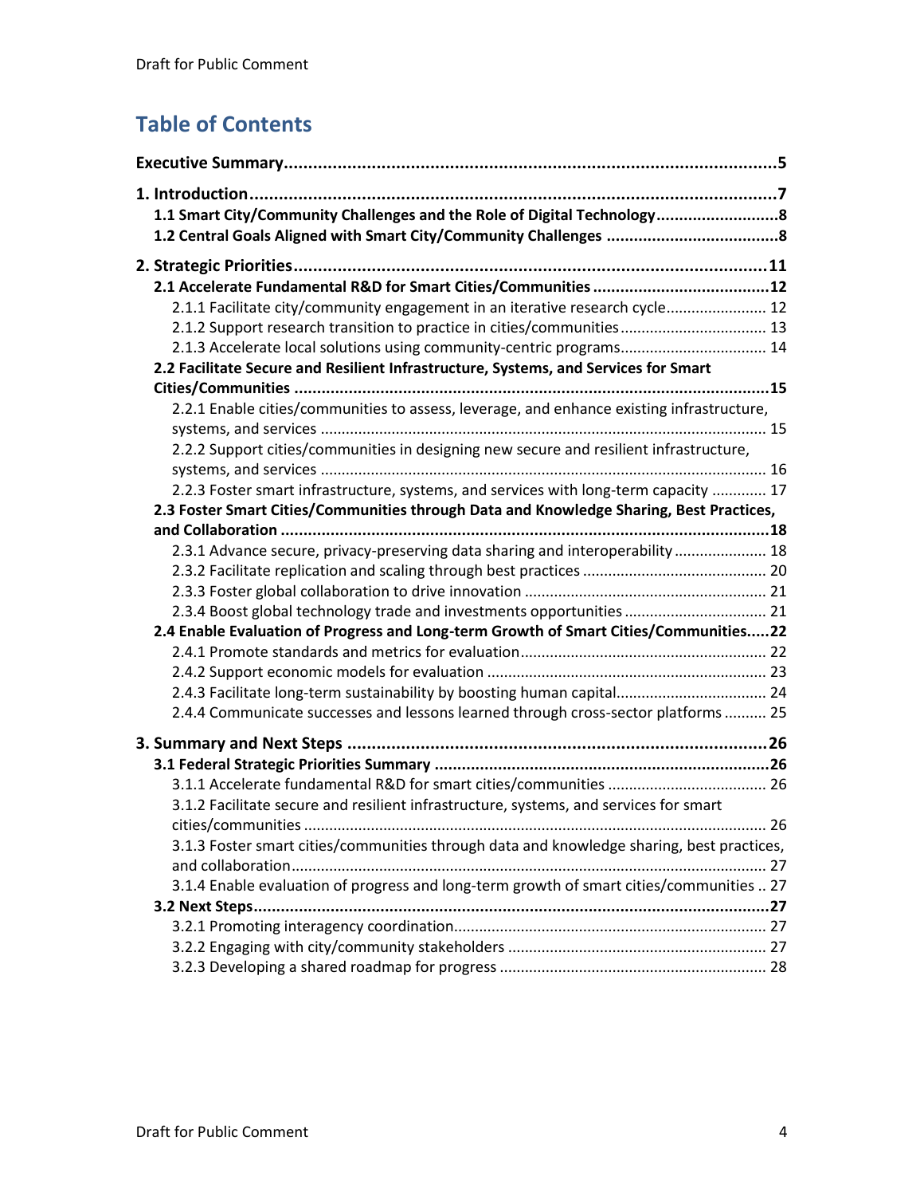# Table of Contents

**Executive Summary** ........ 5

**1. Introduction** ........ 7

- **1.1 Smart City/Community Challenges and the Role of Digital Technology** ........ 8
- **1.2 Central Goals Aligned with Smart City/Community Challenges** ........ 8

**2. Strategic Priorities** ........ 11

- **2.1 Accelerate Fundamental R&D for Smart Cities/Communities** ........ 12
  - 2.1.1 Facilitate city/community engagement in an iterative research cycle ........ 12
  - 2.1.2 Support research transition to practice in cities/communities ........ 13
  - 2.1.3 Accelerate local solutions using community-centric programs ........ 14
- **2.2 Facilitate Secure and Resilient Infrastructure, Systems, and Services for Smart Cities/Communities** ........ 15
  - 2.2.1 Enable cities/communities to assess, leverage, and enhance existing infrastructure, systems, and services ........ 15
  - 2.2.2 Support cities/communities in designing new secure and resilient infrastructure, systems, and services ........ 16
  - 2.2.3 Foster smart infrastructure, systems, and services with long-term capacity ........ 17
- **2.3 Foster Smart Cities/Communities through Data and Knowledge Sharing, Best Practices, and Collaboration** ........ 18
  - 2.3.1 Advance secure, privacy-preserving data sharing and interoperability ........ 18
  - 2.3.2 Facilitate replication and scaling through best practices ........ 20
  - 2.3.3 Foster global collaboration to drive innovation ........ 21
  - 2.3.4 Boost global technology trade and investments opportunities ........ 21
- **2.4 Enable Evaluation of Progress and Long-term Growth of Smart Cities/Communities** ........ 22
  - 2.4.1 Promote standards and metrics for evaluation ........ 22
  - 2.4.2 Support economic models for evaluation ........ 23
  - 2.4.3 Facilitate long-term sustainability by boosting human capital ........ 24
  - 2.4.4 Communicate successes and lessons learned through cross-sector platforms ........ 25

**3. Summary and Next Steps** ........ 26

- **3.1 Federal Strategic Priorities Summary** ........ 26
  - 3.1.1 Accelerate fundamental R&D for smart cities/communities ........ 26
  - 3.1.2 Facilitate secure and resilient infrastructure, systems, and services for smart cities/communities ........ 26
  - 3.1.3 Foster smart cities/communities through data and knowledge sharing, best practices, and collaboration ........ 27
  - 3.1.4 Enable evaluation of progress and long-term growth of smart cities/communities ........ 27
- **3.2 Next Steps** ........ 27
  - 3.2.1 Promoting interagency coordination ........ 27
  - 3.2.2 Engaging with city/community stakeholders ........ 27
  - 3.2.3 Developing a shared roadmap for progress ........ 28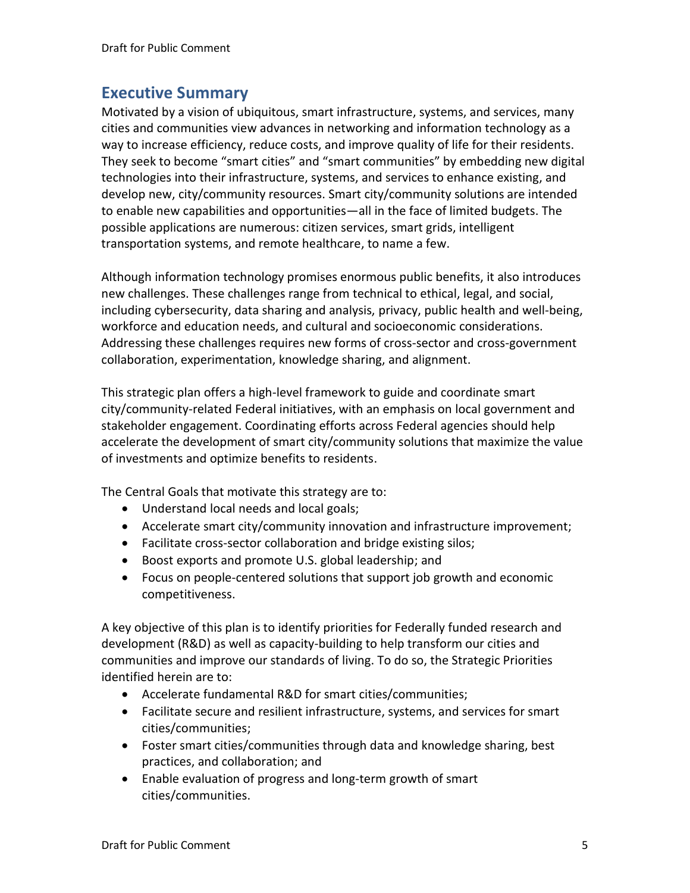## Executive Summary

Motivated by a vision of ubiquitous, smart infrastructure, systems, and services, many cities and communities view advances in networking and information technology as a way to increase efficiency, reduce costs, and improve quality of life for their residents. They seek to become "smart cities" and "smart communities" by embedding new digital technologies into their infrastructure, systems, and services to enhance existing, and develop new, city/community resources. Smart city/community solutions are intended to enable new capabilities and opportunities—all in the face of limited budgets. The possible applications are numerous: citizen services, smart grids, intelligent transportation systems, and remote healthcare, to name a few.

Although information technology promises enormous public benefits, it also introduces new challenges. These challenges range from technical to ethical, legal, and social, including cybersecurity, data sharing and analysis, privacy, public health and well-being, workforce and education needs, and cultural and socioeconomic considerations. Addressing these challenges requires new forms of cross-sector and cross-government collaboration, experimentation, knowledge sharing, and alignment.

This strategic plan offers a high-level framework to guide and coordinate smart city/community-related Federal initiatives, with an emphasis on local government and stakeholder engagement. Coordinating efforts across Federal agencies should help accelerate the development of smart city/community solutions that maximize the value of investments and optimize benefits to residents.

The Central Goals that motivate this strategy are to:

- Understand local needs and local goals;
- Accelerate smart city/community innovation and infrastructure improvement;
- Facilitate cross-sector collaboration and bridge existing silos;
- Boost exports and promote U.S. global leadership; and
- Focus on people-centered solutions that support job growth and economic competitiveness.

A key objective of this plan is to identify priorities for Federally funded research and development (R&D) as well as capacity-building to help transform our cities and communities and improve our standards of living. To do so, the Strategic Priorities identified herein are to:

- Accelerate fundamental R&D for smart cities/communities;
- Facilitate secure and resilient infrastructure, systems, and services for smart cities/communities;
- Foster smart cities/communities through data and knowledge sharing, best practices, and collaboration; and
- Enable evaluation of progress and long-term growth of smart cities/communities.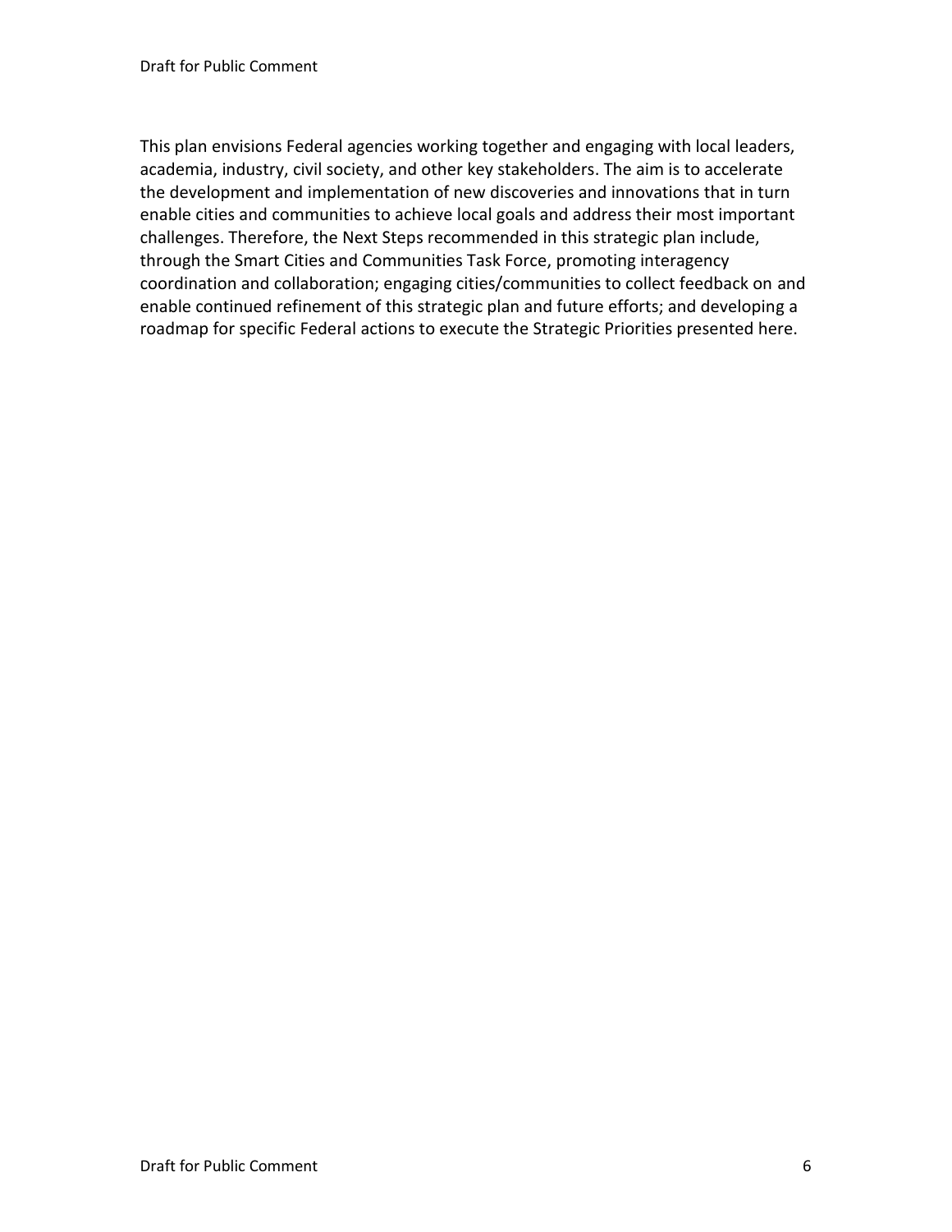This plan envisions Federal agencies working together and engaging with local leaders, academia, industry, civil society, and other key stakeholders. The aim is to accelerate the development and implementation of new discoveries and innovations that in turn enable cities and communities to achieve local goals and address their most important challenges. Therefore, the Next Steps recommended in this strategic plan include, through the Smart Cities and Communities Task Force, promoting interagency coordination and collaboration; engaging cities/communities to collect feedback on and enable continued refinement of this strategic plan and future efforts; and developing a roadmap for specific Federal actions to execute the Strategic Priorities presented here.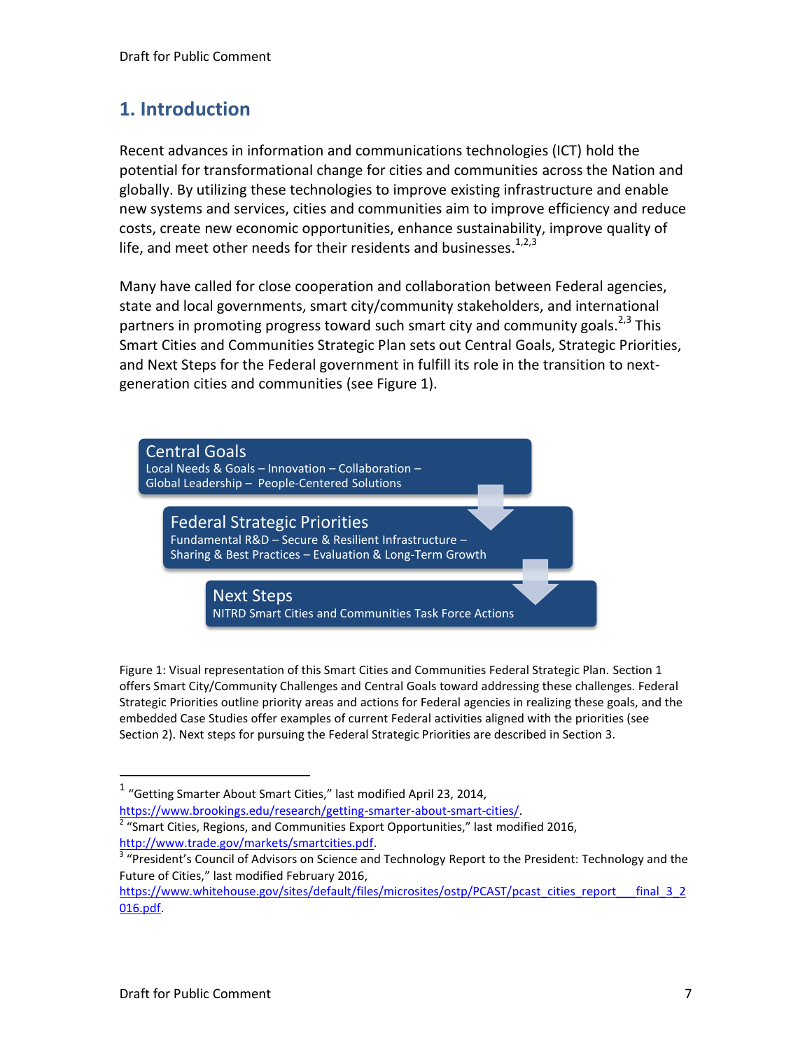# 1. Introduction

Recent advances in information and communications technologies (ICT) hold the potential for transformational change for cities and communities across the Nation and globally. By utilizing these technologies to improve existing infrastructure and enable new systems and services, cities and communities aim to improve efficiency and reduce costs, create new economic opportunities, enhance sustainability, improve quality of life, and meet other needs for their residents and businesses.[1,2,3]

Many have called for close cooperation and collaboration between Federal agencies, state and local governments, smart city/community stakeholders, and international partners in promoting progress toward such smart city and community goals.[2,3] This Smart Cities and Communities Strategic Plan sets out Central Goals, Strategic Priorities, and Next Steps for the Federal government in fulfill its role in the transition to next-generation cities and communities (see Figure 1).

**Central Goals**
Local Needs & Goals – Innovation – Collaboration – Global Leadership – People-Centered Solutions

**Federal Strategic Priorities**
Fundamental R&D – Secure & Resilient Infrastructure – Sharing & Best Practices – Evaluation & Long-Term Growth

**Next Steps**
NITRD Smart Cities and Communities Task Force Actions

Figure 1: Visual representation of this Smart Cities and Communities Federal Strategic Plan. Section 1 offers Smart City/Community Challenges and Central Goals toward addressing these challenges. Federal Strategic Priorities outline priority areas and actions for Federal agencies in realizing these goals, and the embedded Case Studies offer examples of current Federal activities aligned with the priorities (see Section 2). Next steps for pursuing the Federal Strategic Priorities are described in Section 3.

---

[1] "Getting Smarter About Smart Cities," last modified April 23, 2014, https://www.brookings.edu/research/getting-smarter-about-smart-cities/.

[2] "Smart Cities, Regions, and Communities Export Opportunities," last modified 2016, http://www.trade.gov/markets/smartcities.pdf.

[3] "President's Council on Advisors on Science and Technology Report to the President: Technology and the Future of Cities," last modified February 2016, https://www.whitehouse.gov/sites/default/files/microsites/ostp/PCAST/pcast_cities_report___final_3_2016.pdf.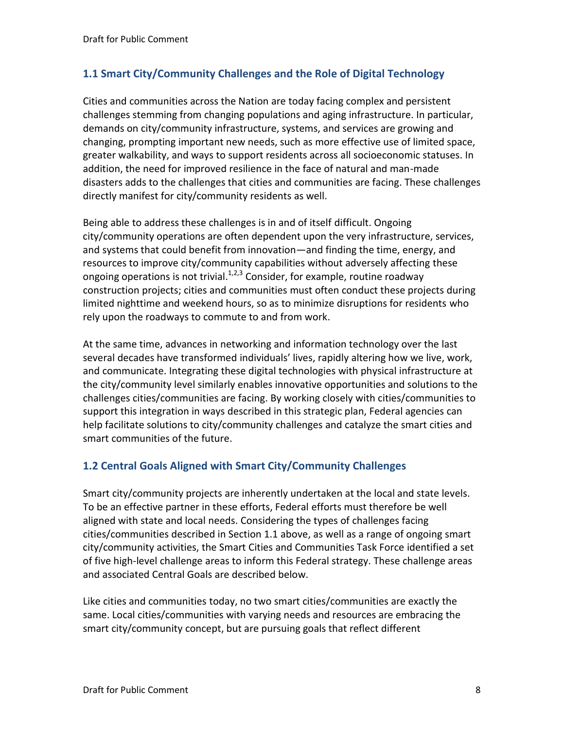## 1.1 Smart City/Community Challenges and the Role of Digital Technology

Cities and communities across the Nation are today facing complex and persistent challenges stemming from changing populations and aging infrastructure. In particular, demands on city/community infrastructure, systems, and services are growing and changing, prompting important new needs, such as more effective use of limited space, greater walkability, and ways to support residents across all socioeconomic statuses. In addition, the need for improved resilience in the face of natural and man-made disasters adds to the challenges that cities and communities are facing. These challenges directly manifest for city/community residents as well.

Being able to address these challenges is in and of itself difficult. Ongoing city/community operations are often dependent upon the very infrastructure, services, and systems that could benefit from innovation—and finding the time, energy, and resources to improve city/community capabilities without adversely affecting these ongoing operations is not trivial.[1,2,3] Consider, for example, routine roadway construction projects; cities and communities must often conduct these projects during limited nighttime and weekend hours, so as to minimize disruptions for residents who rely upon the roadways to commute to and from work.

At the same time, advances in networking and information technology over the last several decades have transformed individuals' lives, rapidly altering how we live, work, and communicate. Integrating these digital technologies with physical infrastructure at the city/community level similarly enables innovative opportunities and solutions to the challenges cities/communities are facing. By working closely with cities/communities to support this integration in ways described in this strategic plan, Federal agencies can help facilitate solutions to city/community challenges and catalyze the smart cities and smart communities of the future.

## 1.2 Central Goals Aligned with Smart City/Community Challenges

Smart city/community projects are inherently undertaken at the local and state levels. To be an effective partner in these efforts, Federal efforts must therefore be well aligned with state and local needs. Considering the types of challenges facing cities/communities described in Section 1.1 above, as well as a range of ongoing smart city/community activities, the Smart Cities and Communities Task Force identified a set of five high-level challenge areas to inform this Federal strategy. These challenge areas and associated Central Goals are described below.

Like cities and communities today, no two smart cities/communities are exactly the same. Local cities/communities with varying needs and resources are embracing the smart city/community concept, but are pursuing goals that reflect different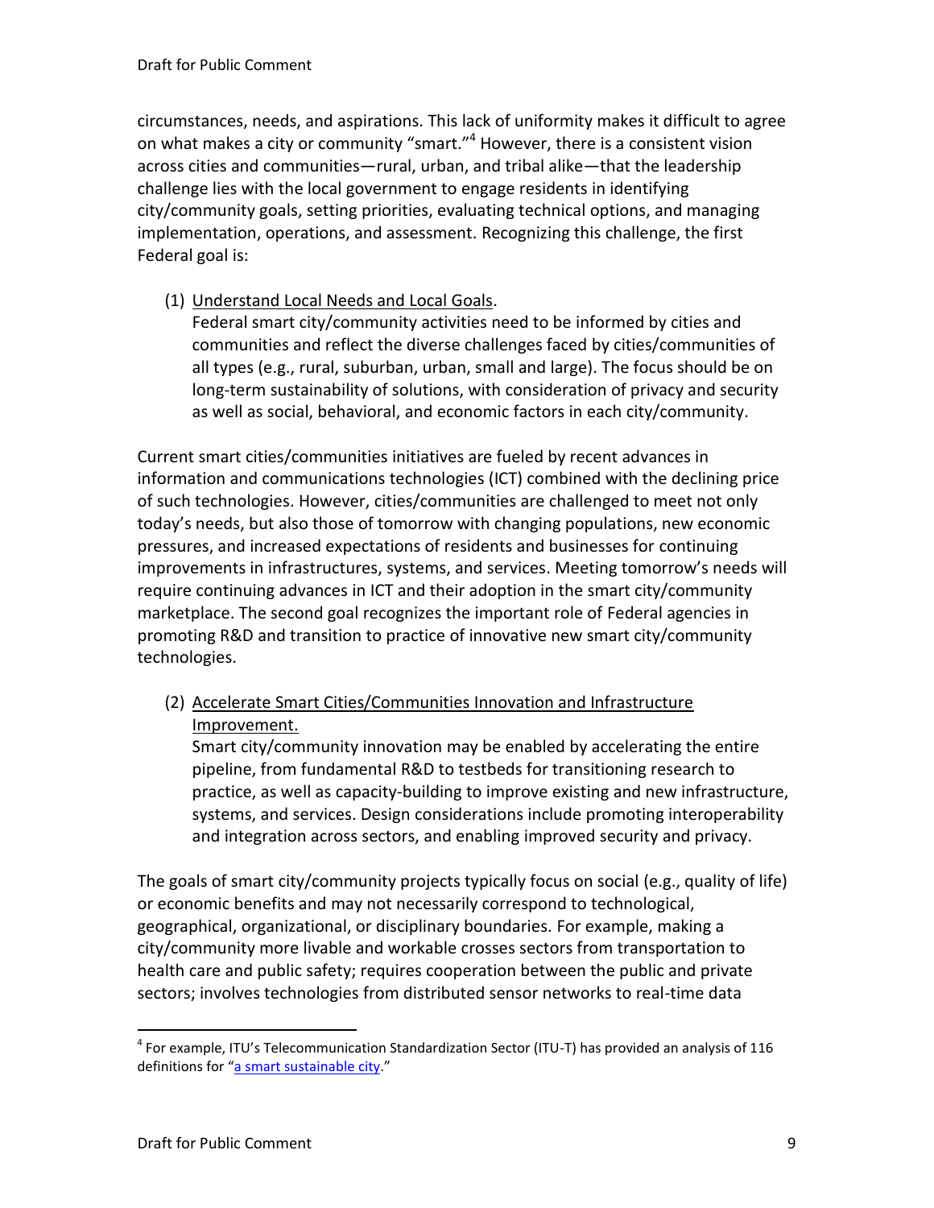circumstances, needs, and aspirations. This lack of uniformity makes it difficult to agree on what makes a city or community "smart."[4] However, there is a consistent vision across cities and communities—rural, urban, and tribal alike—that the leadership challenge lies with the local government to engage residents in identifying city/community goals, setting priorities, evaluating technical options, and managing implementation, operations, and assessment. Recognizing this challenge, the first Federal goal is:

(1) Understand Local Needs and Local Goals.
Federal smart city/community activities need to be informed by cities and communities and reflect the diverse challenges faced by cities/communities of all types (e.g., rural, suburban, urban, small and large). The focus should be on long-term sustainability of solutions, with consideration of privacy and security as well as social, behavioral, and economic factors in each city/community.

Current smart cities/communities initiatives are fueled by recent advances in information and communications technologies (ICT) combined with the declining price of such technologies. However, cities/communities are challenged to meet not only today's needs, but also those of tomorrow with changing populations, new economic pressures, and increased expectations of residents and businesses for continuing improvements in infrastructures, systems, and services. Meeting tomorrow's needs will require continuing advances in ICT and their adoption in the smart city/community marketplace. The second goal recognizes the important role of Federal agencies in promoting R&D and transition to practice of innovative new smart city/community technologies.

(2) Accelerate Smart Cities/Communities Innovation and Infrastructure Improvement.
Smart city/community innovation may be enabled by accelerating the entire pipeline, from fundamental R&D to testbeds for transitioning research to practice, as well as capacity-building to improve existing and new infrastructure, systems, and services. Design considerations include promoting interoperability and integration across sectors, and enabling improved security and privacy.

The goals of smart city/community projects typically focus on social (e.g., quality of life) or economic benefits and may not necessarily correspond to technological, geographical, organizational, or disciplinary boundaries. For example, making a city/community more livable and workable crosses sectors from transportation to health care and public safety; requires cooperation between the public and private sectors; involves technologies from distributed sensor networks to real-time data

[4] For example, ITU's Telecommunication Standardization Sector (ITU-T) has provided an analysis of 116 definitions for "a smart sustainable city."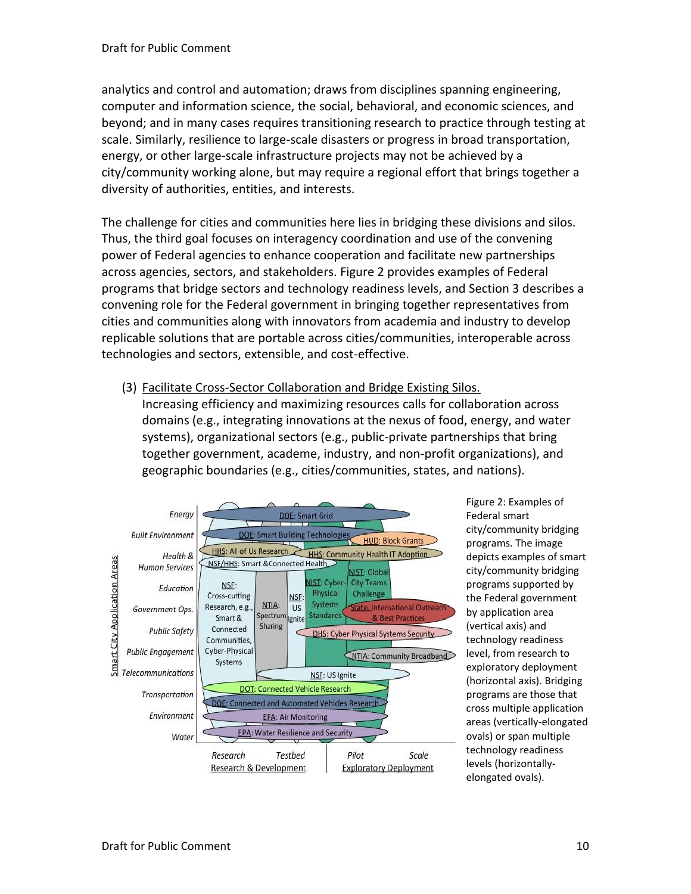analytics and control and automation; draws from disciplines spanning engineering, computer and information science, the social, behavioral, and economic sciences, and beyond; and in many cases requires transitioning research to practice through testing at scale. Similarly, resilience to large-scale disasters or progress in broad transportation, energy, or other large-scale infrastructure projects may not be achieved by a city/community working alone, but may require a regional effort that brings together a diversity of authorities, entities, and interests.

The challenge for cities and communities here lies in bridging these divisions and silos. Thus, the third goal focuses on interagency coordination and use of the convening power of Federal agencies to enhance cooperation and facilitate new partnerships across agencies, sectors, and stakeholders. Figure 2 provides examples of Federal programs that bridge sectors and technology readiness levels, and Section 3 describes a convening role for the Federal government in bringing together representatives from cities and communities along with innovators from academia and industry to develop replicable solutions that are portable across cities/communities, interoperable across technologies and sectors, extensible, and cost-effective.

(3) Facilitate Cross-Sector Collaboration and Bridge Existing Silos.
Increasing efficiency and maximizing resources calls for collaboration across domains (e.g., integrating innovations at the nexus of food, energy, and water systems), organizational sectors (e.g., public-private partnerships that bring together government, academe, industry, and non-profit organizations), and geographic boundaries (e.g., cities/communities, states, and nations).

Figure 2: Examples of Federal smart city/community bridging programs. The image depicts examples of smart city/community bridging programs supported by the Federal government by application area (vertical axis) and technology readiness level, from research to exploratory deployment (horizontal axis). Bridging programs are those that cross multiple application areas (vertically-elongated ovals) or span multiple technology readiness levels (horizontally-elongated ovals).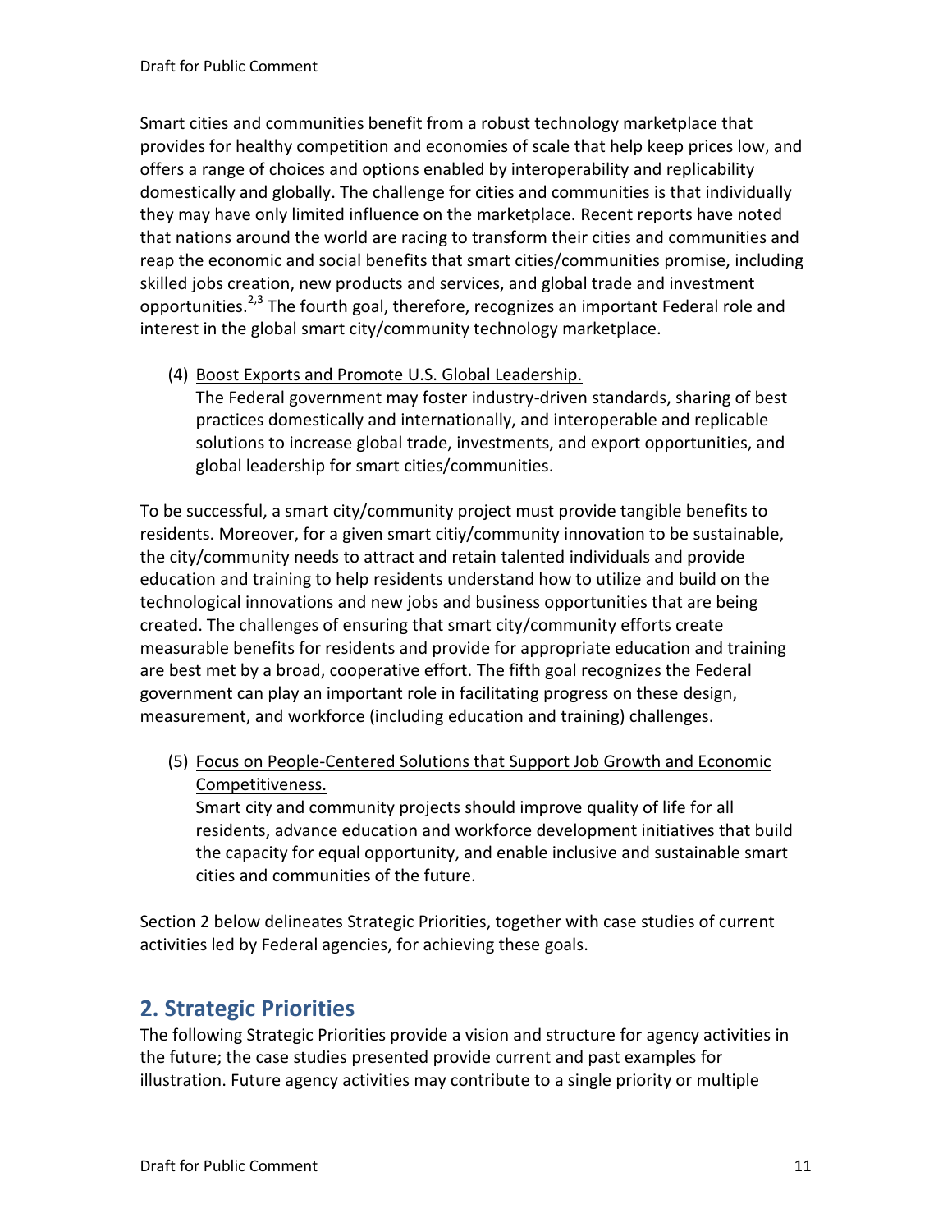Smart cities and communities benefit from a robust technology marketplace that provides for healthy competition and economies of scale that help keep prices low, and offers a range of choices and options enabled by interoperability and replicability domestically and globally. The challenge for cities and communities is that individually they may have only limited influence on the marketplace. Recent reports have noted that nations around the world are racing to transform their cities and communities and reap the economic and social benefits that smart cities/communities promise, including skilled jobs creation, new products and services, and global trade and investment opportunities.[2,3] The fourth goal, therefore, recognizes an important Federal role and interest in the global smart city/community technology marketplace.

(4) Boost Exports and Promote U.S. Global Leadership.
The Federal government may foster industry-driven standards, sharing of best practices domestically and internationally, and interoperable and replicable solutions to increase global trade, investments, and export opportunities, and global leadership for smart cities/communities.

To be successful, a smart city/community project must provide tangible benefits to residents. Moreover, for a given smart citiy/community innovation to be sustainable, the city/community needs to attract and retain talented individuals and provide education and training to help residents understand how to utilize and build on the technological innovations and new jobs and business opportunities that are being created. The challenges of ensuring that smart city/community efforts create measurable benefits for residents and provide for appropriate education and training are best met by a broad, cooperative effort. The fifth goal recognizes the Federal government can play an important role in facilitating progress on these design, measurement, and workforce (including education and training) challenges.

(5) Focus on People-Centered Solutions that Support Job Growth and Economic Competitiveness.
Smart city and community projects should improve quality of life for all residents, advance education and workforce development initiatives that build the capacity for equal opportunity, and enable inclusive and sustainable smart cities and communities of the future.

Section 2 below delineates Strategic Priorities, together with case studies of current activities led by Federal agencies, for achieving these goals.

## 2. Strategic Priorities

The following Strategic Priorities provide a vision and structure for agency activities in the future; the case studies presented provide current and past examples for illustration. Future agency activities may contribute to a single priority or multiple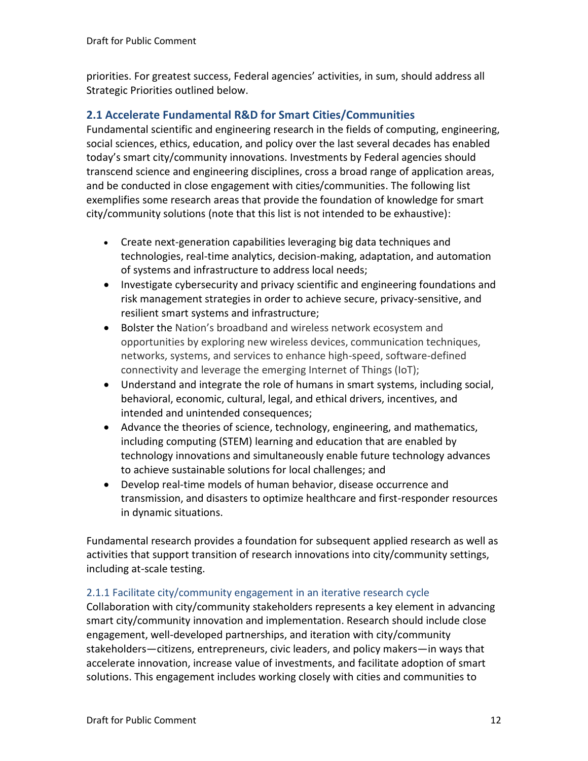priorities. For greatest success, Federal agencies' activities, in sum, should address all Strategic Priorities outlined below.

## 2.1 Accelerate Fundamental R&D for Smart Cities/Communities

Fundamental scientific and engineering research in the fields of computing, engineering, social sciences, ethics, education, and policy over the last several decades has enabled today's smart city/community innovations. Investments by Federal agencies should transcend science and engineering disciplines, cross a broad range of application areas, and be conducted in close engagement with cities/communities. The following list exemplifies some research areas that provide the foundation of knowledge for smart city/community solutions (note that this list is not intended to be exhaustive):

- Create next-generation capabilities leveraging big data techniques and technologies, real-time analytics, decision-making, adaptation, and automation of systems and infrastructure to address local needs;
- Investigate cybersecurity and privacy scientific and engineering foundations and risk management strategies in order to achieve secure, privacy-sensitive, and resilient smart systems and infrastructure;
- Bolster the Nation's broadband and wireless network ecosystem and opportunities by exploring new wireless devices, communication techniques, networks, systems, and services to enhance high-speed, software-defined connectivity and leverage the emerging Internet of Things (IoT);
- Understand and integrate the role of humans in smart systems, including social, behavioral, economic, cultural, legal, and ethical drivers, incentives, and intended and unintended consequences;
- Advance the theories of science, technology, engineering, and mathematics, including computing (STEM) learning and education that are enabled by technology innovations and simultaneously enable future technology advances to achieve sustainable solutions for local challenges; and
- Develop real-time models of human behavior, disease occurrence and transmission, and disasters to optimize healthcare and first-responder resources in dynamic situations.

Fundamental research provides a foundation for subsequent applied research as well as activities that support transition of research innovations into city/community settings, including at-scale testing.

### 2.1.1 Facilitate city/community engagement in an iterative research cycle

Collaboration with city/community stakeholders represents a key element in advancing smart city/community innovation and implementation. Research should include close engagement, well-developed partnerships, and iteration with city/community stakeholders—citizens, entrepreneurs, civic leaders, and policy makers—in ways that accelerate innovation, increase value of investments, and facilitate adoption of smart solutions. This engagement includes working closely with cities and communities to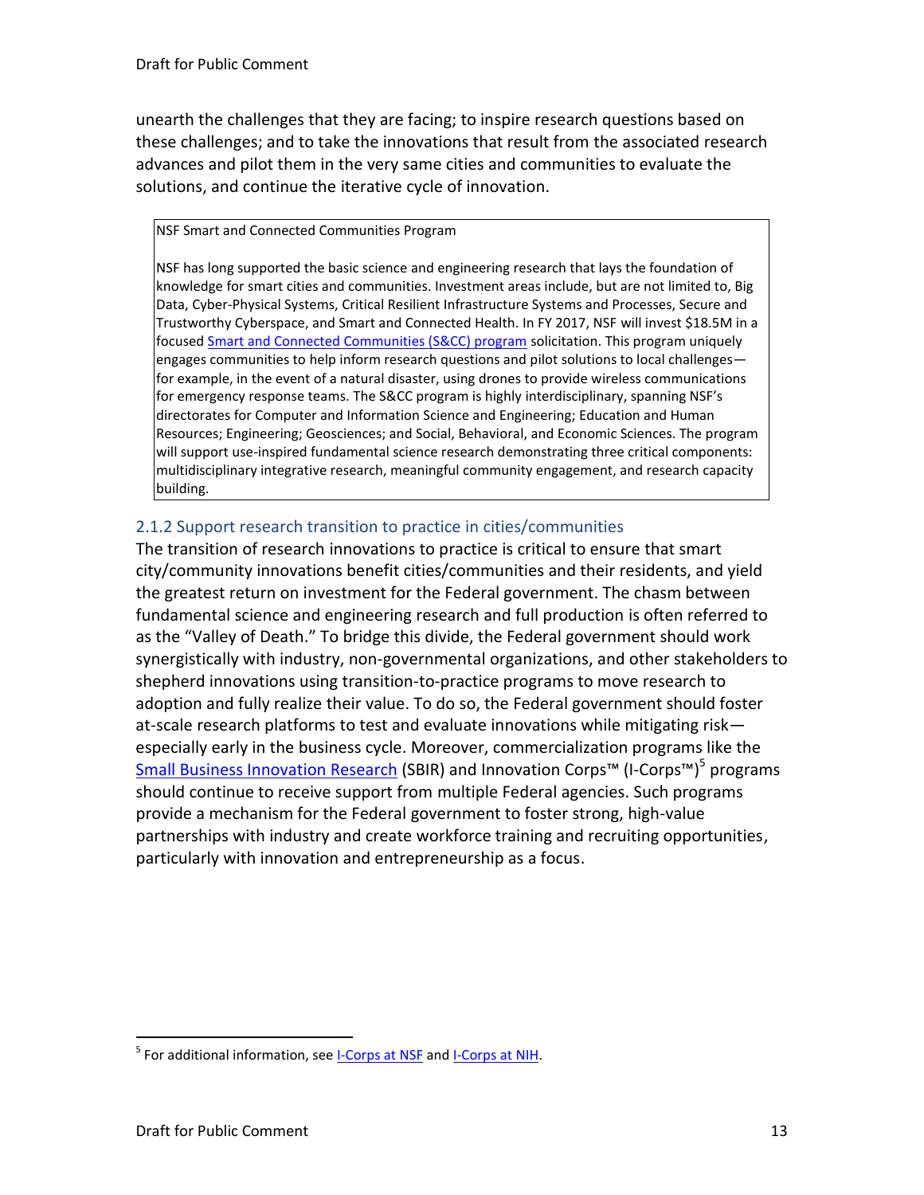unearth the challenges that they are facing; to inspire research questions based on these challenges; and to take the innovations that result from the associated research advances and pilot them in the very same cities and communities to evaluate the solutions, and continue the iterative cycle of innovation.

> NSF Smart and Connected Communities Program
>
> NSF has long supported the basic science and engineering research that lays the foundation of knowledge for smart cities and communities. Investment areas include, but are not limited to, Big Data, Cyber-Physical Systems, Critical Resilient Infrastructure Systems and Processes, Secure and Trustworthy Cyberspace, and Smart and Connected Health. In FY 2017, NSF will invest $18.5M in a focused Smart and Connected Communities (S&CC) program solicitation. This program uniquely engages communities to help inform research questions and pilot solutions to local challenges—for example, in the event of a natural disaster, using drones to provide wireless communications for emergency response teams. The S&CC program is highly interdisciplinary, spanning NSF's directorates for Computer and Information Science and Engineering; Education and Human Resources; Engineering; Geosciences; and Social, Behavioral, and Economic Sciences. The program will support use-inspired fundamental science research demonstrating three critical components: multidisciplinary integrative research, meaningful community engagement, and research capacity building.

### 2.1.2 Support research transition to practice in cities/communities

The transition of research innovations to practice is critical to ensure that smart city/community innovations benefit cities/communities and their residents, and yield the greatest return on investment for the Federal government. The chasm between fundamental science and engineering research and full production is often referred to as the "Valley of Death." To bridge this divide, the Federal government should work synergistically with industry, non-governmental organizations, and other stakeholders to shepherd innovations using transition-to-practice programs to move research to adoption and fully realize their value. To do so, the Federal government should foster at-scale research platforms to test and evaluate innovations while mitigating risk—especially early in the business cycle. Moreover, commercialization programs like the Small Business Innovation Research (SBIR) and Innovation Corps™ (I-Corps™)[5] programs should continue to receive support from multiple Federal agencies. Such programs provide a mechanism for the Federal government to foster strong, high-value partnerships with industry and create workforce training and recruiting opportunities, particularly with innovation and entrepreneurship as a focus.

[5] For additional information, see I-Corps at NSF and I-Corps at NIH.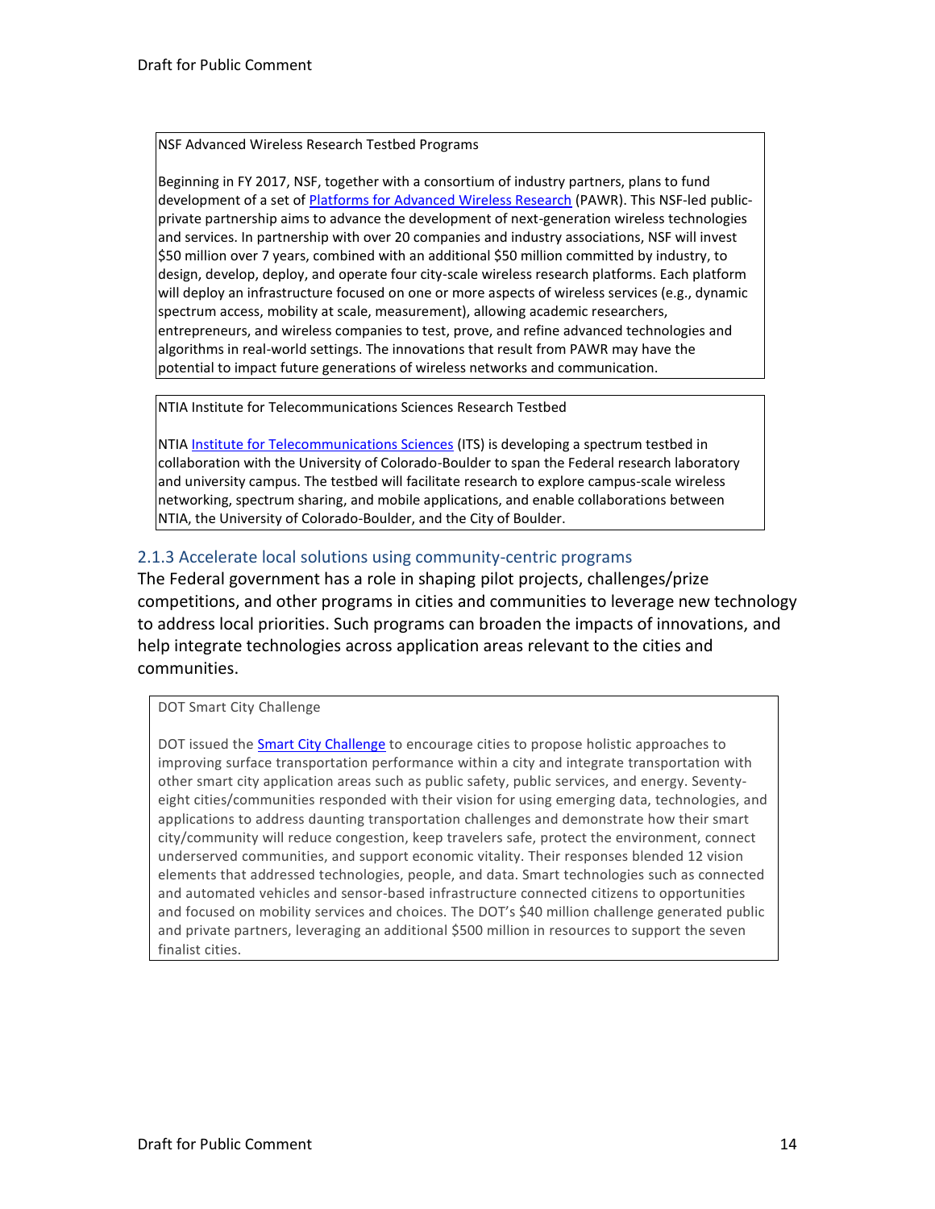NSF Advanced Wireless Research Testbed Programs

Beginning in FY 2017, NSF, together with a consortium of industry partners, plans to fund development of a set of Platforms for Advanced Wireless Research (PAWR). This NSF-led public-private partnership aims to advance the development of next-generation wireless technologies and services. In partnership with over 20 companies and industry associations, NSF will invest $50 million over 7 years, combined with an additional $50 million committed by industry, to design, develop, deploy, and operate four city-scale wireless research platforms. Each platform will deploy an infrastructure focused on one or more aspects of wireless services (e.g., dynamic spectrum access, mobility at scale, measurement), allowing academic researchers, entrepreneurs, and wireless companies to test, prove, and refine advanced technologies and algorithms in real-world settings. The innovations that result from PAWR may have the potential to impact future generations of wireless networks and communication.

NTIA Institute for Telecommunications Sciences Research Testbed

NTIA Institute for Telecommunications Sciences (ITS) is developing a spectrum testbed in collaboration with the University of Colorado-Boulder to span the Federal research laboratory and university campus. The testbed will facilitate research to explore campus-scale wireless networking, spectrum sharing, and mobile applications, and enable collaborations between NTIA, the University of Colorado-Boulder, and the City of Boulder.

### 2.1.3 Accelerate local solutions using community-centric programs

The Federal government has a role in shaping pilot projects, challenges/prize competitions, and other programs in cities and communities to leverage new technology to address local priorities. Such programs can broaden the impacts of innovations, and help integrate technologies across application areas relevant to the cities and communities.

DOT Smart City Challenge

DOT issued the Smart City Challenge to encourage cities to propose holistic approaches to improving surface transportation performance within a city and integrate transportation with other smart city application areas such as public safety, public services, and energy. Seventy-eight cities/communities responded with their vision for using emerging data, technologies, and applications to address daunting transportation challenges and demonstrate how their smart city/community will reduce congestion, keep travelers safe, protect the environment, connect underserved communities, and support economic vitality. Their responses blended 12 vision elements that addressed technologies, people, and data. Smart technologies such as connected and automated vehicles and sensor-based infrastructure connected citizens to opportunities and focused on mobility services and choices. The DOT's $40 million challenge generated public and private partners, leveraging an additional $500 million in resources to support the seven finalist cities.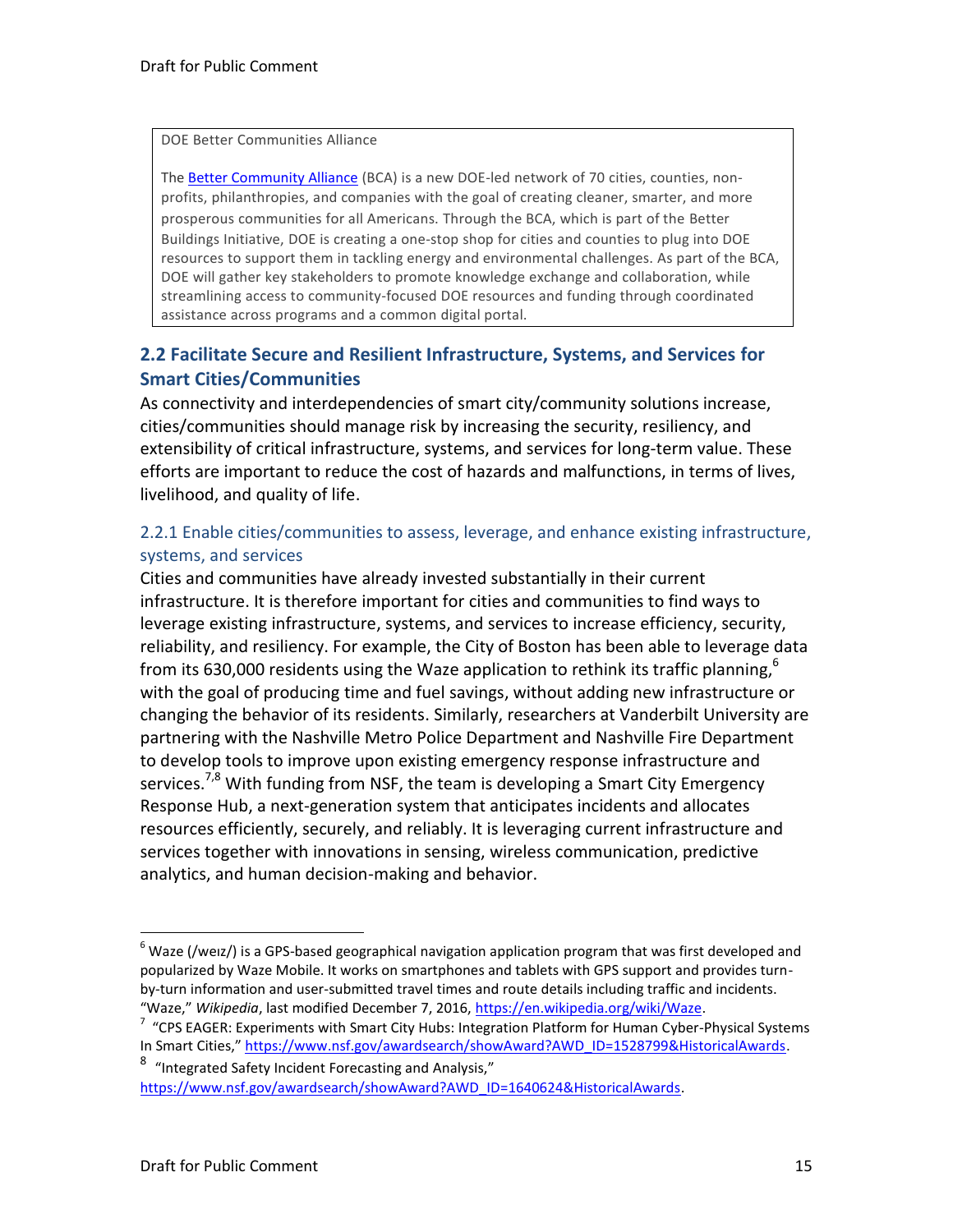> DOE Better Communities Alliance
>
> The Better Community Alliance (BCA) is a new DOE-led network of 70 cities, counties, non-profits, philanthropies, and companies with the goal of creating cleaner, smarter, and more prosperous communities for all Americans. Through the BCA, which is part of the Better Buildings Initiative, DOE is creating a one-stop shop for cities and counties to plug into DOE resources to support them in tackling energy and environmental challenges. As part of the BCA, DOE will gather key stakeholders to promote knowledge exchange and collaboration, while streamlining access to community-focused DOE resources and funding through coordinated assistance across programs and a common digital portal.

## 2.2 Facilitate Secure and Resilient Infrastructure, Systems, and Services for Smart Cities/Communities

As connectivity and interdependencies of smart city/community solutions increase, cities/communities should manage risk by increasing the security, resiliency, and extensibility of critical infrastructure, systems, and services for long-term value. These efforts are important to reduce the cost of hazards and malfunctions, in terms of lives, livelihood, and quality of life.

### 2.2.1 Enable cities/communities to assess, leverage, and enhance existing infrastructure, systems, and services

Cities and communities have already invested substantially in their current infrastructure. It is therefore important for cities and communities to find ways to leverage existing infrastructure, systems, and services to increase efficiency, security, reliability, and resiliency. For example, the City of Boston has been able to leverage data from its 630,000 residents using the Waze application to rethink its traffic planning,[6] with the goal of producing time and fuel savings, without adding new infrastructure or changing the behavior of its residents. Similarly, researchers at Vanderbilt University are partnering with the Nashville Metro Police Department and Nashville Fire Department to develop tools to improve upon existing emergency response infrastructure and services.[7,8] With funding from NSF, the team is developing a Smart City Emergency Response Hub, a next-generation system that anticipates incidents and allocates resources efficiently, securely, and reliably. It is leveraging current infrastructure and services together with innovations in sensing, wireless communication, predictive analytics, and human decision-making and behavior.

---

[6] Waze (/weɪz/) is a GPS-based geographical navigation application program that was first developed and popularized by Waze Mobile. It works on smartphones and tablets with GPS support and provides turn-by-turn information and user-submitted travel times and route details including traffic and incidents. "Waze," *Wikipedia*, last modified December 7, 2016, https://en.wikipedia.org/wiki/Waze.

[7] "CPS EAGER: Experiments with Smart City Hubs: Integration Platform for Human Cyber-Physical Systems In Smart Cities," https://www.nsf.gov/awardsearch/showAward?AWD_ID=1528799&HistoricalAwards.

[8] "Integrated Safety Incident Forecasting and Analysis," https://www.nsf.gov/awardsearch/showAward?AWD_ID=1640624&HistoricalAwards.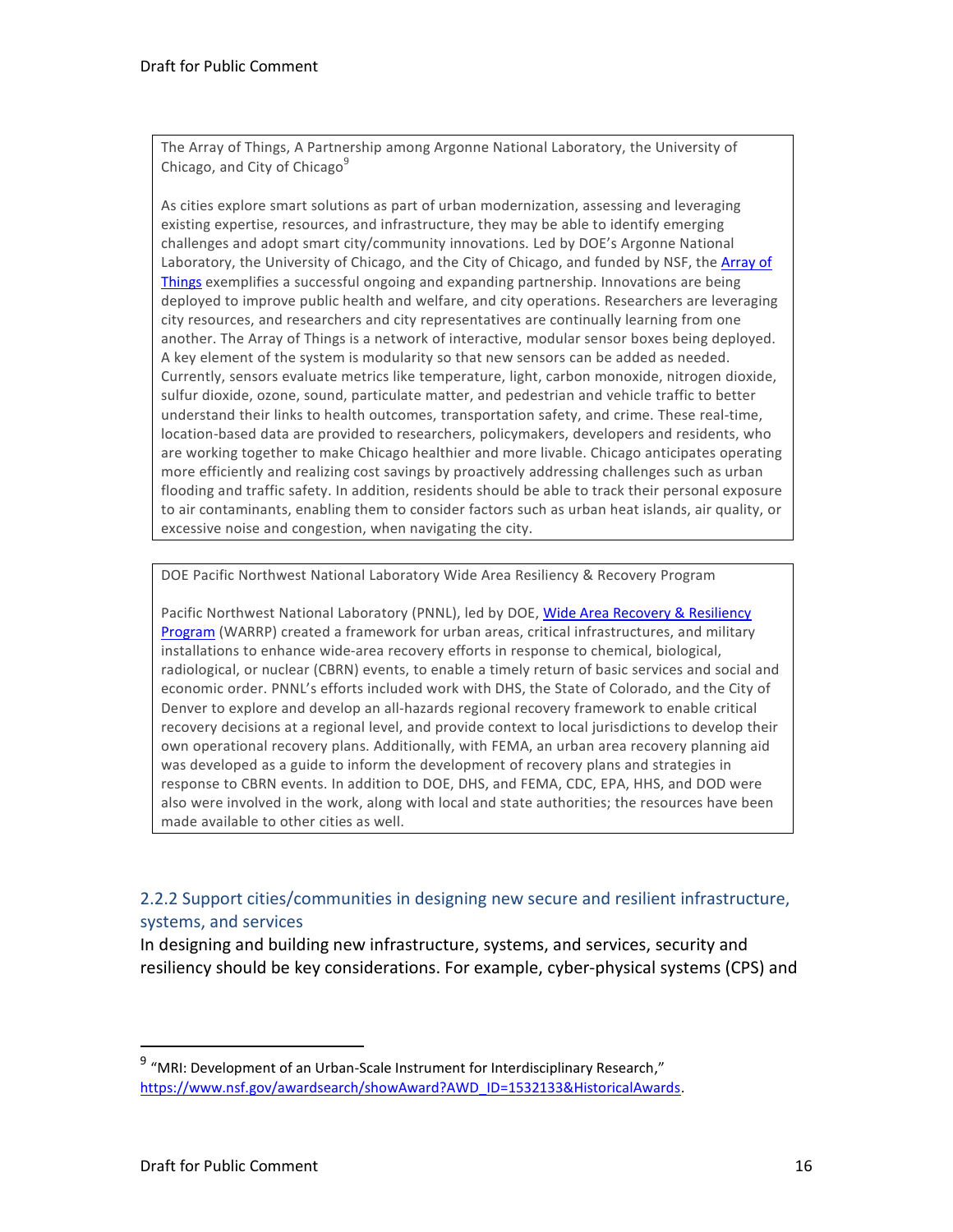The Array of Things, A Partnership among Argonne National Laboratory, the University of Chicago, and City of Chicago[9]

As cities explore smart solutions as part of urban modernization, assessing and leveraging existing expertise, resources, and infrastructure, they may be able to identify emerging challenges and adopt smart city/community innovations. Led by DOE's Argonne National Laboratory, the University of Chicago, and the City of Chicago, and funded by NSF, the Array of Things exemplifies a successful ongoing and expanding partnership. Innovations are being deployed to improve public health and welfare, and city operations. Researchers are leveraging city resources, and researchers and city representatives are continually learning from one another. The Array of Things is a network of interactive, modular sensor boxes being deployed. A key element of the system is modularity so that new sensors can be added as needed. Currently, sensors evaluate metrics like temperature, light, carbon monoxide, nitrogen dioxide, sulfur dioxide, ozone, sound, particulate matter, and pedestrian and vehicle traffic to better understand their links to health outcomes, transportation safety, and crime. These real-time, location-based data are provided to researchers, policymakers, developers and residents, who are working together to make Chicago healthier and more livable. Chicago anticipates operating more efficiently and realizing cost savings by proactively addressing challenges such as urban flooding and traffic safety. In addition, residents should be able to track their personal exposure to air contaminants, enabling them to consider factors such as urban heat islands, air quality, or excessive noise and congestion, when navigating the city.

DOE Pacific Northwest National Laboratory Wide Area Resiliency & Recovery Program

Pacific Northwest National Laboratory (PNNL), led by DOE, Wide Area Recovery & Resiliency Program (WARRP) created a framework for urban areas, critical infrastructures, and military installations to enhance wide-area recovery efforts in response to chemical, biological, radiological, or nuclear (CBRN) events, to enable a timely return of basic services and social and economic order. PNNL's efforts included work with DHS, the State of Colorado, and the City of Denver to explore and develop an all-hazards regional recovery framework to enable critical recovery decisions at a regional level, and provide context to local jurisdictions to develop their own operational recovery plans. Additionally, with FEMA, an urban area recovery planning aid was developed as a guide to inform the development of recovery plans and strategies in response to CBRN events. In addition to DOE, DHS, and FEMA, CDC, EPA, HHS, and DOD were also were involved in the work, along with local and state authorities; the resources have been made available to other cities as well.

### 2.2.2 Support cities/communities in designing new secure and resilient infrastructure, systems, and services

In designing and building new infrastructure, systems, and services, security and resiliency should be key considerations. For example, cyber-physical systems (CPS) and

[9] "MRI: Development of an Urban-Scale Instrument for Interdisciplinary Research," https://www.nsf.gov/awardsearch/showAward?AWD_ID=1532133&HistoricalAwards.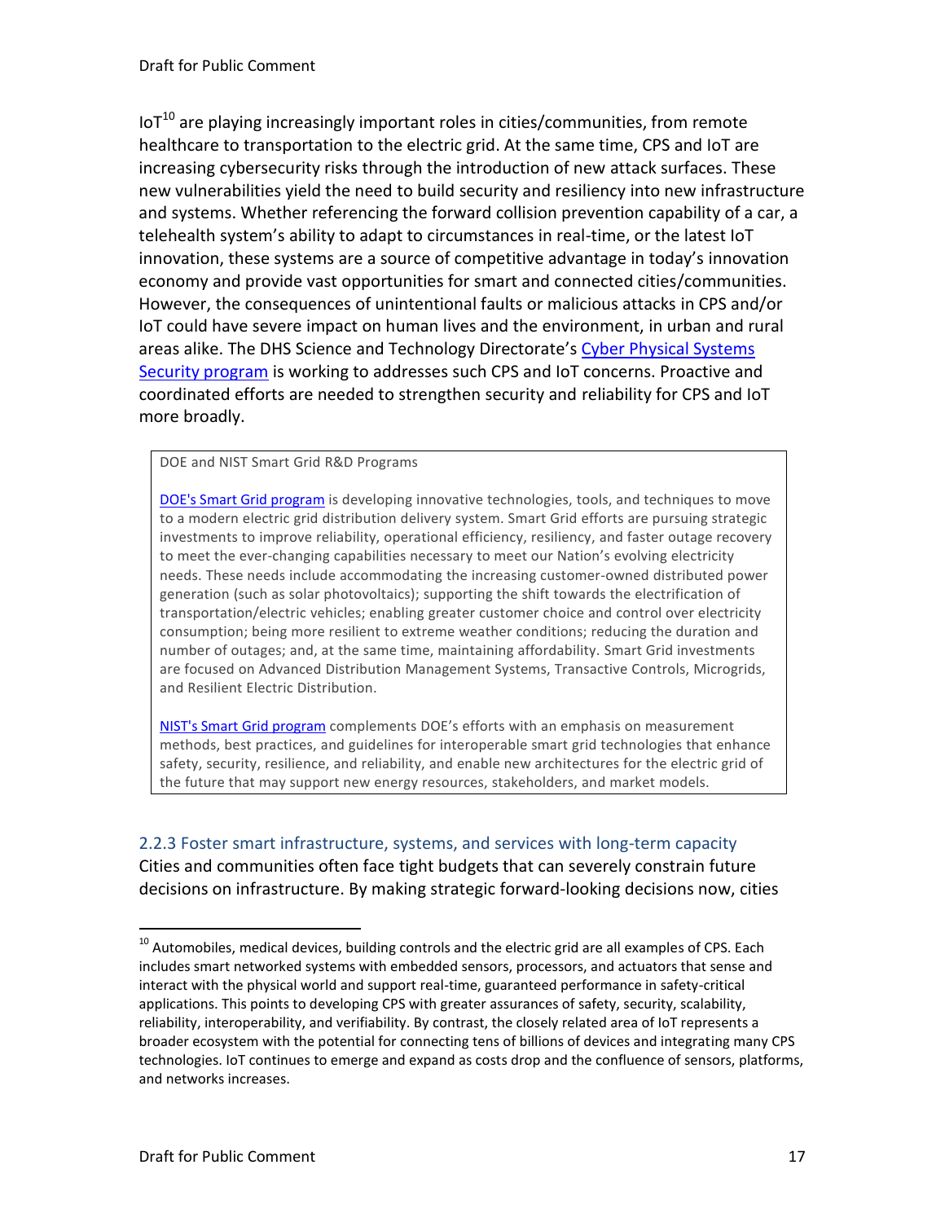IoT[10] are playing increasingly important roles in cities/communities, from remote healthcare to transportation to the electric grid. At the same time, CPS and IoT are increasing cybersecurity risks through the introduction of new attack surfaces. These new vulnerabilities yield the need to build security and resiliency into new infrastructure and systems. Whether referencing the forward collision prevention capability of a car, a telehealth system's ability to adapt to circumstances in real-time, or the latest IoT innovation, these systems are a source of competitive advantage in today's innovation economy and provide vast opportunities for smart and connected cities/communities. However, the consequences of unintentional faults or malicious attacks in CPS and/or IoT could have severe impact on human lives and the environment, in urban and rural areas alike. The DHS Science and Technology Directorate's Cyber Physical Systems Security program is working to addresses such CPS and IoT concerns. Proactive and coordinated efforts are needed to strengthen security and reliability for CPS and IoT more broadly.

> DOE and NIST Smart Grid R&D Programs
>
> DOE's Smart Grid program is developing innovative technologies, tools, and techniques to move to a modern electric grid distribution delivery system. Smart Grid efforts are pursuing strategic investments to improve reliability, operational efficiency, resiliency, and faster outage recovery to meet the ever-changing capabilities necessary to meet our Nation's evolving electricity needs. These needs include accommodating the increasing customer-owned distributed power generation (such as solar photovoltaics); supporting the shift towards the electrification of transportation/electric vehicles; enabling greater customer choice and control over electricity consumption; being more resilient to extreme weather conditions; reducing the duration and number of outages; and, at the same time, maintaining affordability. Smart Grid investments are focused on Advanced Distribution Management Systems, Transactive Controls, Microgrids, and Resilient Electric Distribution.
>
> NIST's Smart Grid program complements DOE's efforts with an emphasis on measurement methods, best practices, and guidelines for interoperable smart grid technologies that enhance safety, security, resilience, and reliability, and enable new architectures for the electric grid of the future that may support new energy resources, stakeholders, and market models.

### 2.2.3 Foster smart infrastructure, systems, and services with long-term capacity

Cities and communities often face tight budgets that can severely constrain future decisions on infrastructure. By making strategic forward-looking decisions now, cities

---

[10] Automobiles, medical devices, building controls and the electric grid are all examples of CPS. Each includes smart networked systems with embedded sensors, processors, and actuators that sense and interact with the physical world and support real-time, guaranteed performance in safety-critical applications. This points to developing CPS with greater assurances of safety, security, scalability, reliability, interoperability, and verifiability. By contrast, the closely related area of IoT represents a broader ecosystem with the potential for connecting tens of billions of devices and integrating many CPS technologies. IoT continues to emerge and expand as costs drop and the confluence of sensors, platforms, and networks increases.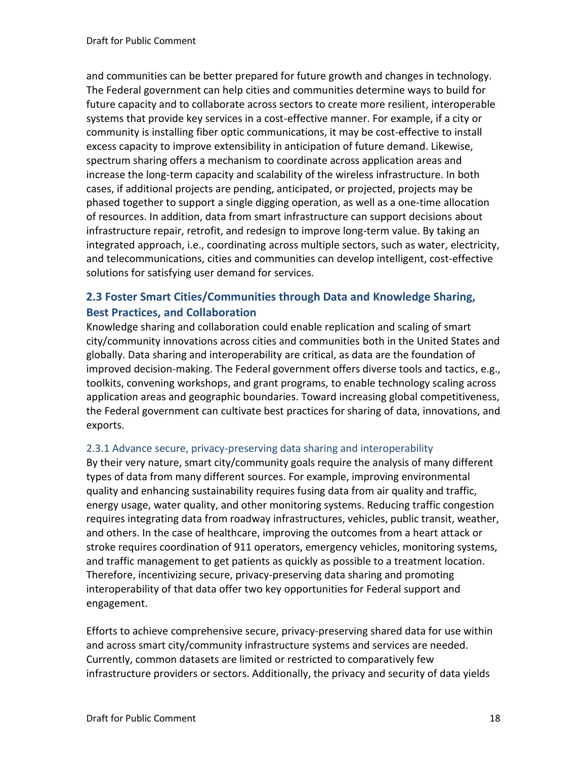and communities can be better prepared for future growth and changes in technology. The Federal government can help cities and communities determine ways to build for future capacity and to collaborate across sectors to create more resilient, interoperable systems that provide key services in a cost-effective manner. For example, if a city or community is installing fiber optic communications, it may be cost-effective to install excess capacity to improve extensibility in anticipation of future demand. Likewise, spectrum sharing offers a mechanism to coordinate across application areas and increase the long-term capacity and scalability of the wireless infrastructure. In both cases, if additional projects are pending, anticipated, or projected, projects may be phased together to support a single digging operation, as well as a one-time allocation of resources. In addition, data from smart infrastructure can support decisions about infrastructure repair, retrofit, and redesign to improve long-term value. By taking an integrated approach, i.e., coordinating across multiple sectors, such as water, electricity, and telecommunications, cities and communities can develop intelligent, cost-effective solutions for satisfying user demand for services.

## 2.3 Foster Smart Cities/Communities through Data and Knowledge Sharing, Best Practices, and Collaboration

Knowledge sharing and collaboration could enable replication and scaling of smart city/community innovations across cities and communities both in the United States and globally. Data sharing and interoperability are critical, as data are the foundation of improved decision-making. The Federal government offers diverse tools and tactics, e.g., toolkits, convening workshops, and grant programs, to enable technology scaling across application areas and geographic boundaries. Toward increasing global competitiveness, the Federal government can cultivate best practices for sharing of data, innovations, and exports.

### 2.3.1 Advance secure, privacy-preserving data sharing and interoperability

By their very nature, smart city/community goals require the analysis of many different types of data from many different sources. For example, improving environmental quality and enhancing sustainability requires fusing data from air quality and traffic, energy usage, water quality, and other monitoring systems. Reducing traffic congestion requires integrating data from roadway infrastructures, vehicles, public transit, weather, and others. In the case of healthcare, improving the outcomes from a heart attack or stroke requires coordination of 911 operators, emergency vehicles, monitoring systems, and traffic management to get patients as quickly as possible to a treatment location. Therefore, incentivizing secure, privacy-preserving data sharing and promoting interoperability of that data offer two key opportunities for Federal support and engagement.

Efforts to achieve comprehensive secure, privacy-preserving shared data for use within and across smart city/community infrastructure systems and services are needed. Currently, common datasets are limited or restricted to comparatively few infrastructure providers or sectors. Additionally, the privacy and security of data yields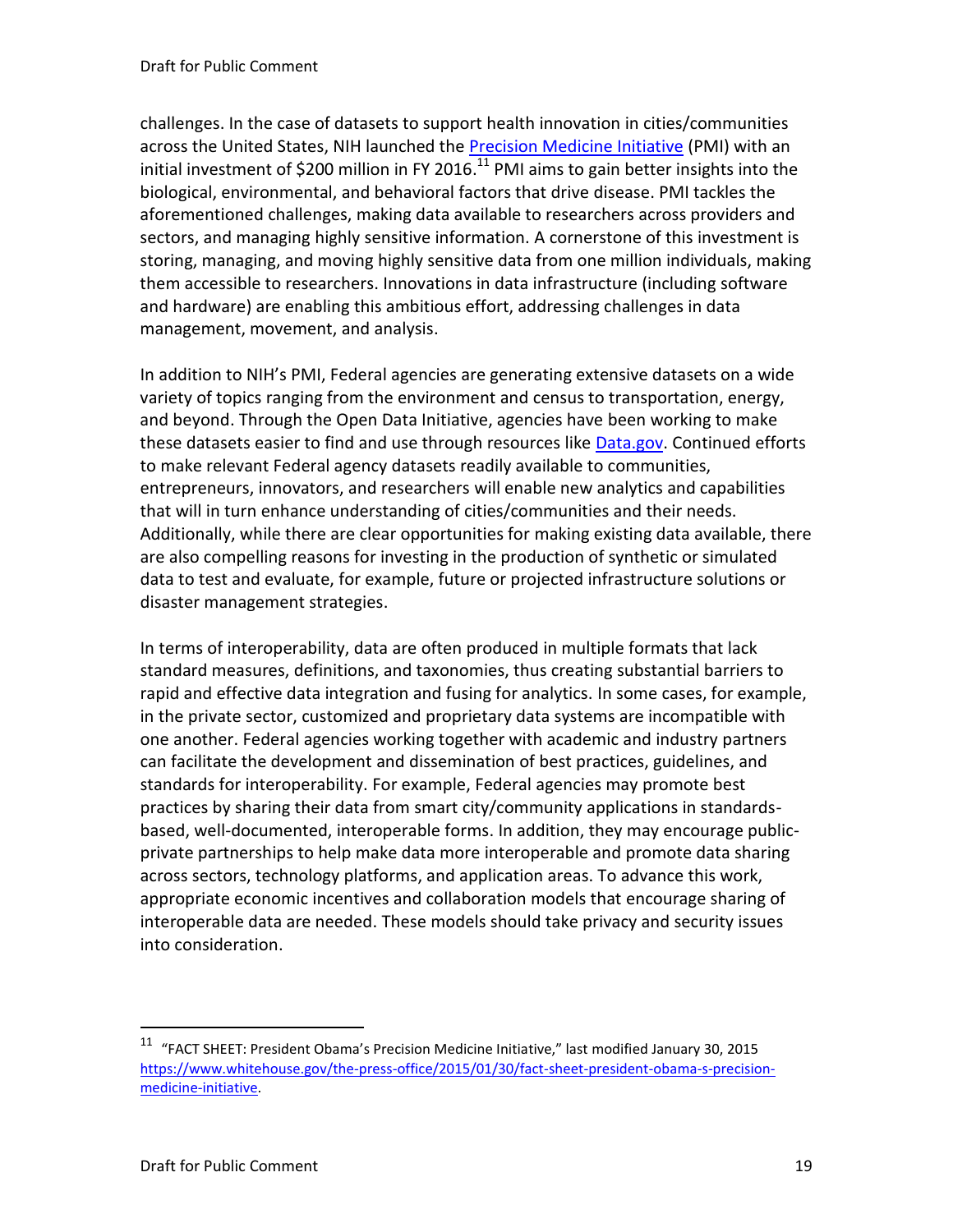challenges. In the case of datasets to support health innovation in cities/communities across the United States, NIH launched the [Precision Medicine Initiative](https://www.whitehouse.gov/the-press-office/2015/01/30/fact-sheet-president-obama-s-precision-medicine-initiative) (PMI) with an initial investment of $200 million in FY 2016.[11] PMI aims to gain better insights into the biological, environmental, and behavioral factors that drive disease. PMI tackles the aforementioned challenges, making data available to researchers across providers and sectors, and managing highly sensitive information. A cornerstone of this investment is storing, managing, and moving highly sensitive data from one million individuals, making them accessible to researchers. Innovations in data infrastructure (including software and hardware) are enabling this ambitious effort, addressing challenges in data management, movement, and analysis.

In addition to NIH's PMI, Federal agencies are generating extensive datasets on a wide variety of topics ranging from the environment and census to transportation, energy, and beyond. Through the Open Data Initiative, agencies have been working to make these datasets easier to find and use through resources like [Data.gov](https://www.data.gov). Continued efforts to make relevant Federal agency datasets readily available to communities, entrepreneurs, innovators, and researchers will enable new analytics and capabilities that will in turn enhance understanding of cities/communities and their needs. Additionally, while there are clear opportunities for making existing data available, there are also compelling reasons for investing in the production of synthetic or simulated data to test and evaluate, for example, future or projected infrastructure solutions or disaster management strategies.

In terms of interoperability, data are often produced in multiple formats that lack standard measures, definitions, and taxonomies, thus creating substantial barriers to rapid and effective data integration and fusing for analytics. In some cases, for example, in the private sector, customized and proprietary data systems are incompatible with one another. Federal agencies working together with academic and industry partners can facilitate the development and dissemination of best practices, guidelines, and standards for interoperability. For example, Federal agencies may promote best practices by sharing their data from smart city/community applications in standards-based, well-documented, interoperable forms. In addition, they may encourage public-private partnerships to help make data more interoperable and promote data sharing across sectors, technology platforms, and application areas. To advance this work, appropriate economic incentives and collaboration models that encourage sharing of interoperable data are needed. These models should take privacy and security issues into consideration.

---

[11] "FACT SHEET: President Obama's Precision Medicine Initiative," last modified January 30, 2015 https://www.whitehouse.gov/the-press-office/2015/01/30/fact-sheet-president-obama-s-precision-medicine-initiative.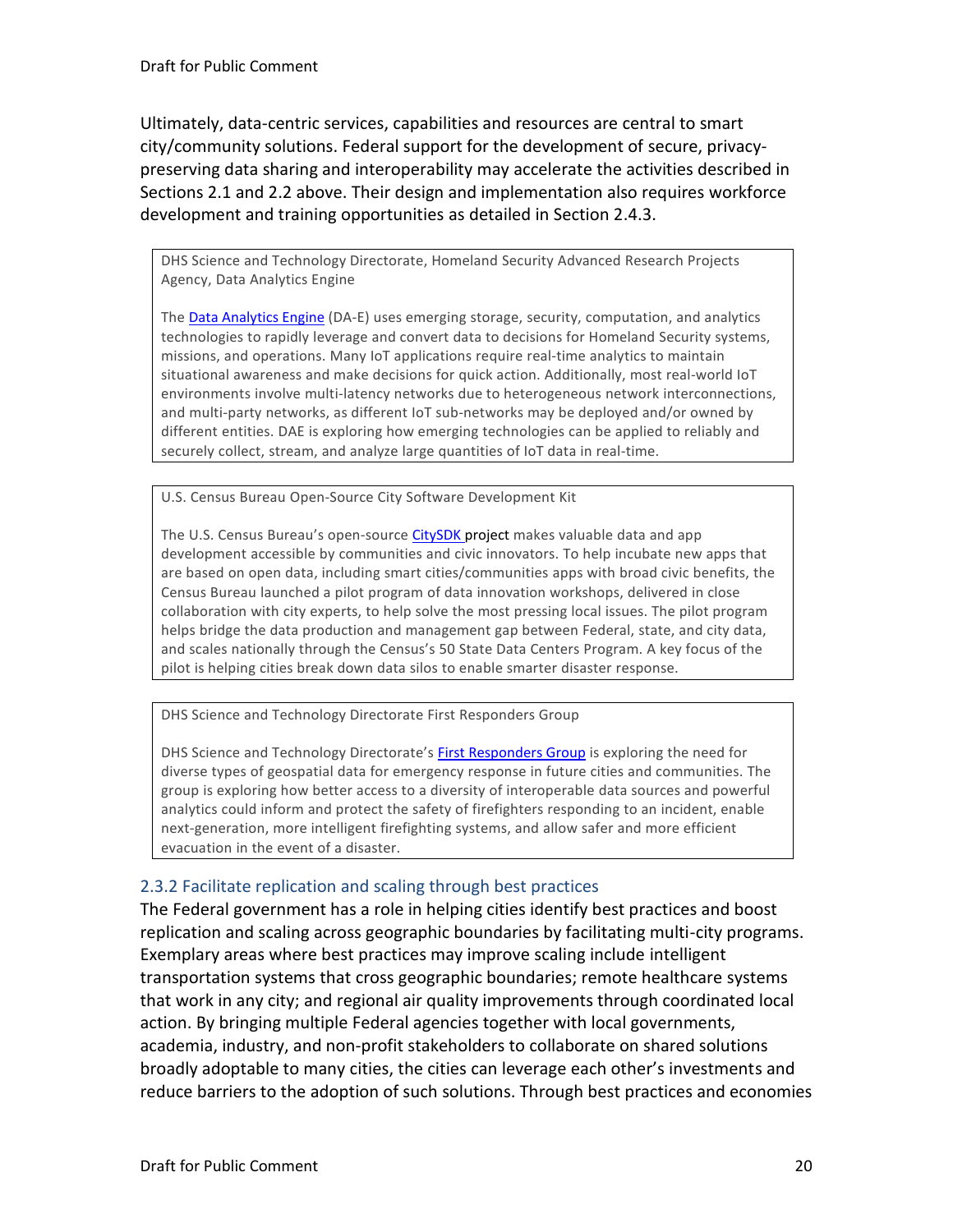Ultimately, data-centric services, capabilities and resources are central to smart city/community solutions. Federal support for the development of secure, privacy-preserving data sharing and interoperability may accelerate the activities described in Sections 2.1 and 2.2 above. Their design and implementation also requires workforce development and training opportunities as detailed in Section 2.4.3.

> DHS Science and Technology Directorate, Homeland Security Advanced Research Projects Agency, Data Analytics Engine
>
> The Data Analytics Engine (DA-E) uses emerging storage, security, computation, and analytics technologies to rapidly leverage and convert data to decisions for Homeland Security systems, missions, and operations. Many IoT applications require real-time analytics to maintain situational awareness and make decisions for quick action. Additionally, most real-world IoT environments involve multi-latency networks due to heterogeneous network interconnections, and multi-party networks, as different IoT sub-networks may be deployed and/or owned by different entities. DAE is exploring how emerging technologies can be applied to reliably and securely collect, stream, and analyze large quantities of IoT data in real-time.

> U.S. Census Bureau Open-Source City Software Development Kit
>
> The U.S. Census Bureau's open-source CitySDK project makes valuable data and app development accessible by communities and civic innovators. To help incubate new apps that are based on open data, including smart cities/communities apps with broad civic benefits, the Census Bureau launched a pilot program of data innovation workshops, delivered in close collaboration with city experts, to help solve the most pressing local issues. The pilot program helps bridge the data production and management gap between Federal, state, and city data, and scales nationally through the Census's 50 State Data Centers Program. A key focus of the pilot is helping cities break down data silos to enable smarter disaster response.

> DHS Science and Technology Directorate First Responders Group
>
> DHS Science and Technology Directorate's First Responders Group is exploring the need for diverse types of geospatial data for emergency response in future cities and communities. The group is exploring how better access to a diversity of interoperable data sources and powerful analytics could inform and protect the safety of firefighters responding to an incident, enable next-generation, more intelligent firefighting systems, and allow safer and more efficient evacuation in the event of a disaster.

### 2.3.2 Facilitate replication and scaling through best practices

The Federal government has a role in helping cities identify best practices and boost replication and scaling across geographic boundaries by facilitating multi-city programs. Exemplary areas where best practices may improve scaling include intelligent transportation systems that cross geographic boundaries; remote healthcare systems that work in any city; and regional air quality improvements through coordinated local action. By bringing multiple Federal agencies together with local governments, academia, industry, and non-profit stakeholders to collaborate on shared solutions broadly adoptable to many cities, the cities can leverage each other's investments and reduce barriers to the adoption of such solutions. Through best practices and economies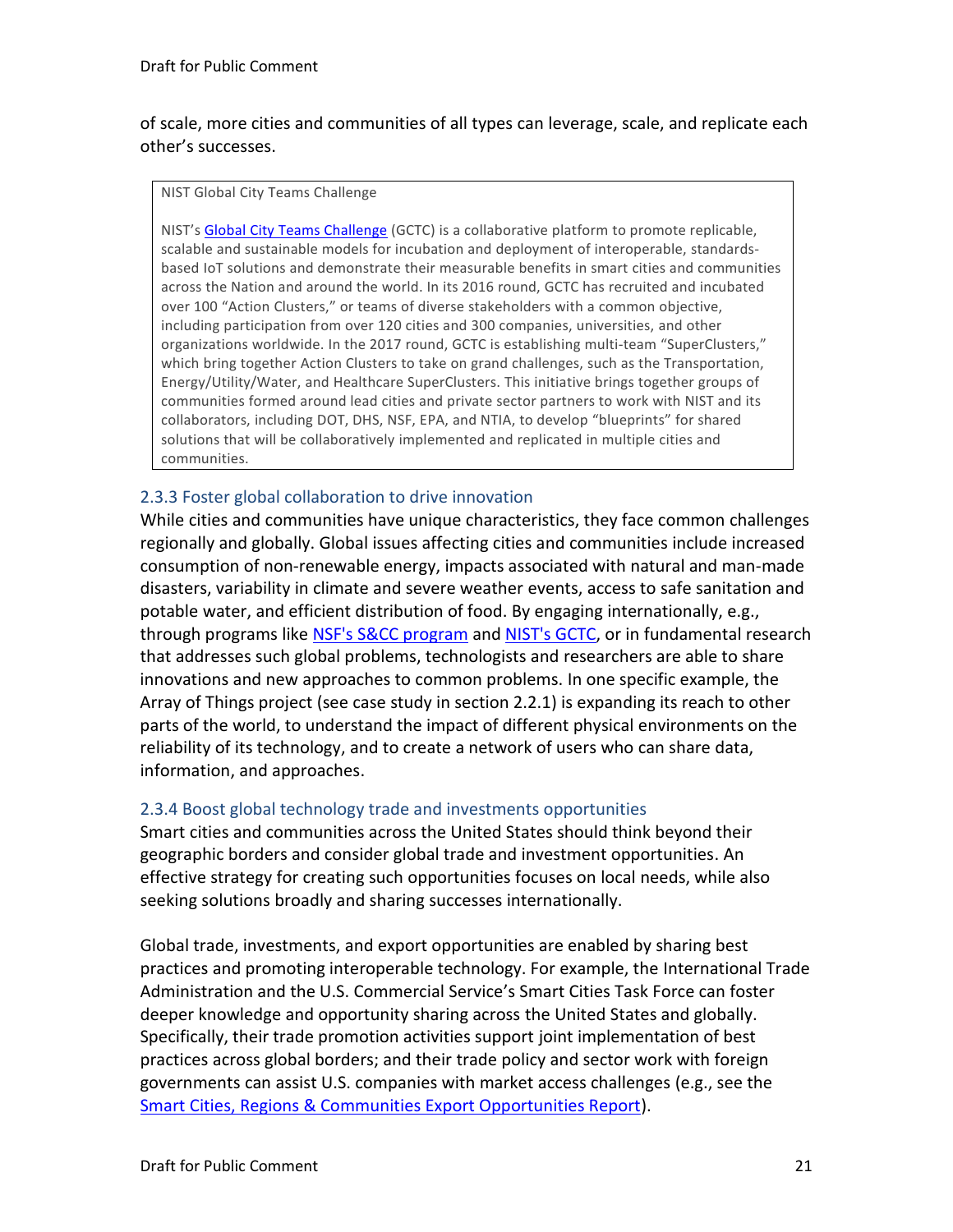of scale, more cities and communities of all types can leverage, scale, and replicate each other's successes.

> NIST Global City Teams Challenge
>
> NIST's [Global City Teams Challenge](#) (GCTC) is a collaborative platform to promote replicable, scalable and sustainable models for incubation and deployment of interoperable, standards-based IoT solutions and demonstrate their measurable benefits in smart cities and communities across the Nation and around the world. In its 2016 round, GCTC has recruited and incubated over 100 "Action Clusters," or teams of diverse stakeholders with a common objective, including participation from over 120 cities and 300 companies, universities, and other organizations worldwide. In the 2017 round, GCTC is establishing multi-team "SuperClusters," which bring together Action Clusters to take on grand challenges, such as the Transportation, Energy/Utility/Water, and Healthcare SuperClusters. This initiative brings together groups of communities formed around lead cities and private sector partners to work with NIST and its collaborators, including DOT, DHS, NSF, EPA, and NTIA, to develop "blueprints" for shared solutions that will be collaboratively implemented and replicated in multiple cities and communities.

### 2.3.3 Foster global collaboration to drive innovation

While cities and communities have unique characteristics, they face common challenges regionally and globally. Global issues affecting cities and communities include increased consumption of non-renewable energy, impacts associated with natural and man-made disasters, variability in climate and severe weather events, access to safe sanitation and potable water, and efficient distribution of food. By engaging internationally, e.g., through programs like [NSF's S&CC program](#) and [NIST's GCTC](#), or in fundamental research that addresses such global problems, technologists and researchers are able to share innovations and new approaches to common problems. In one specific example, the Array of Things project (see case study in section 2.2.1) is expanding its reach to other parts of the world, to understand the impact of different physical environments on the reliability of its technology, and to create a network of users who can share data, information, and approaches.

### 2.3.4 Boost global technology trade and investments opportunities

Smart cities and communities across the United States should think beyond their geographic borders and consider global trade and investment opportunities. An effective strategy for creating such opportunities focuses on local needs, while also seeking solutions broadly and sharing successes internationally.

Global trade, investments, and export opportunities are enabled by sharing best practices and promoting interoperable technology. For example, the International Trade Administration and the U.S. Commercial Service's Smart Cities Task Force can foster deeper knowledge and opportunity sharing across the United States and globally. Specifically, their trade promotion activities support joint implementation of best practices across global borders; and their trade policy and sector work with foreign governments can assist U.S. companies with market access challenges (e.g., see the [Smart Cities, Regions & Communities Export Opportunities Report](#)).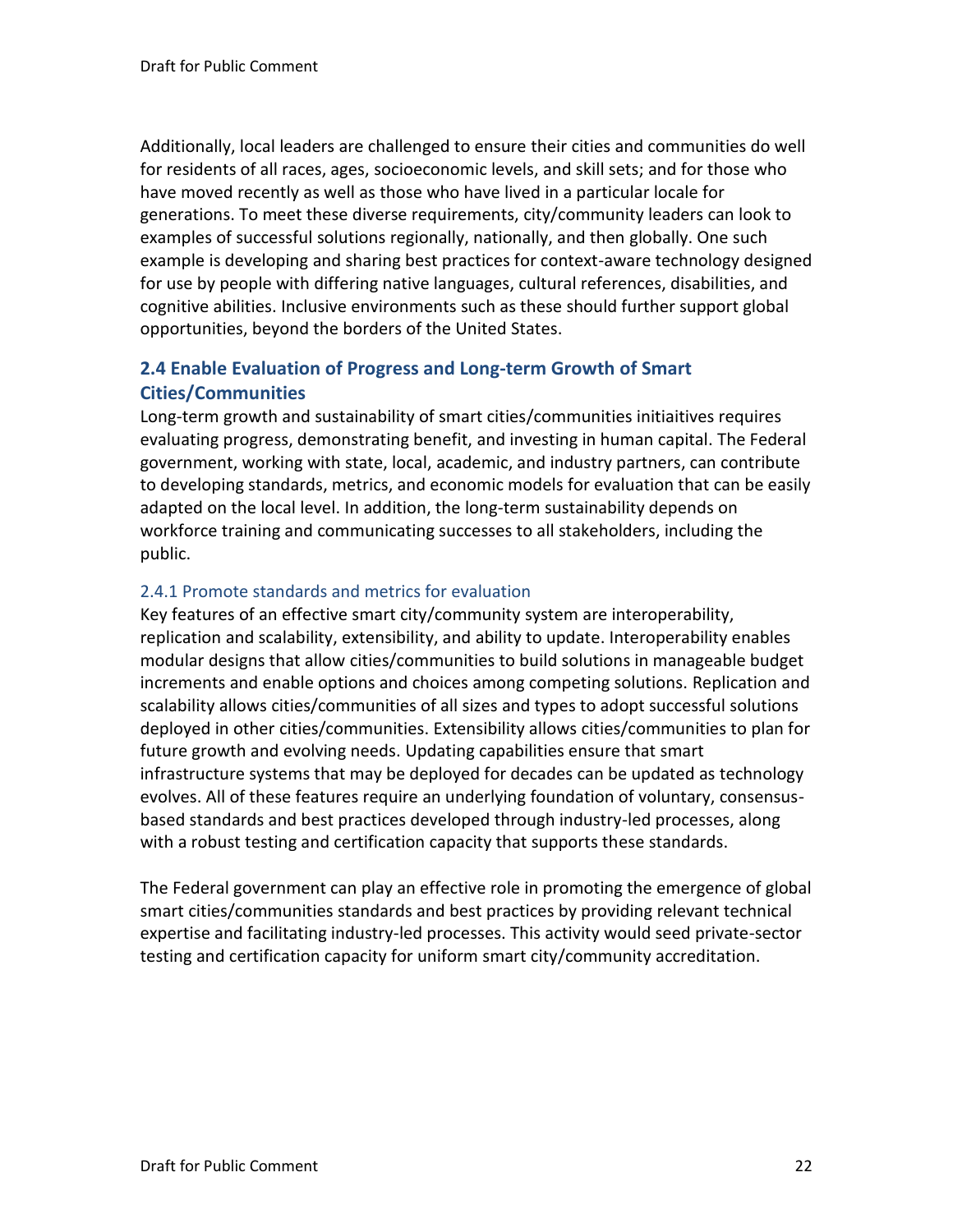Additionally, local leaders are challenged to ensure their cities and communities do well for residents of all races, ages, socioeconomic levels, and skill sets; and for those who have moved recently as well as those who have lived in a particular locale for generations. To meet these diverse requirements, city/community leaders can look to examples of successful solutions regionally, nationally, and then globally. One such example is developing and sharing best practices for context-aware technology designed for use by people with differing native languages, cultural references, disabilities, and cognitive abilities. Inclusive environments such as these should further support global opportunities, beyond the borders of the United States.

## 2.4 Enable Evaluation of Progress and Long-term Growth of Smart Cities/Communities

Long-term growth and sustainability of smart cities/communities initiaitives requires evaluating progress, demonstrating benefit, and investing in human capital. The Federal government, working with state, local, academic, and industry partners, can contribute to developing standards, metrics, and economic models for evaluation that can be easily adapted on the local level. In addition, the long-term sustainability depends on workforce training and communicating successes to all stakeholders, including the public.

### 2.4.1 Promote standards and metrics for evaluation

Key features of an effective smart city/community system are interoperability, replication and scalability, extensibility, and ability to update. Interoperability enables modular designs that allow cities/communities to build solutions in manageable budget increments and enable options and choices among competing solutions. Replication and scalability allows cities/communities of all sizes and types to adopt successful solutions deployed in other cities/communities. Extensibility allows cities/communities to plan for future growth and evolving needs. Updating capabilities ensure that smart infrastructure systems that may be deployed for decades can be updated as technology evolves. All of these features require an underlying foundation of voluntary, consensus-based standards and best practices developed through industry-led processes, along with a robust testing and certification capacity that supports these standards.

The Federal government can play an effective role in promoting the emergence of global smart cities/communities standards and best practices by providing relevant technical expertise and facilitating industry-led processes. This activity would seed private-sector testing and certification capacity for uniform smart city/community accreditation.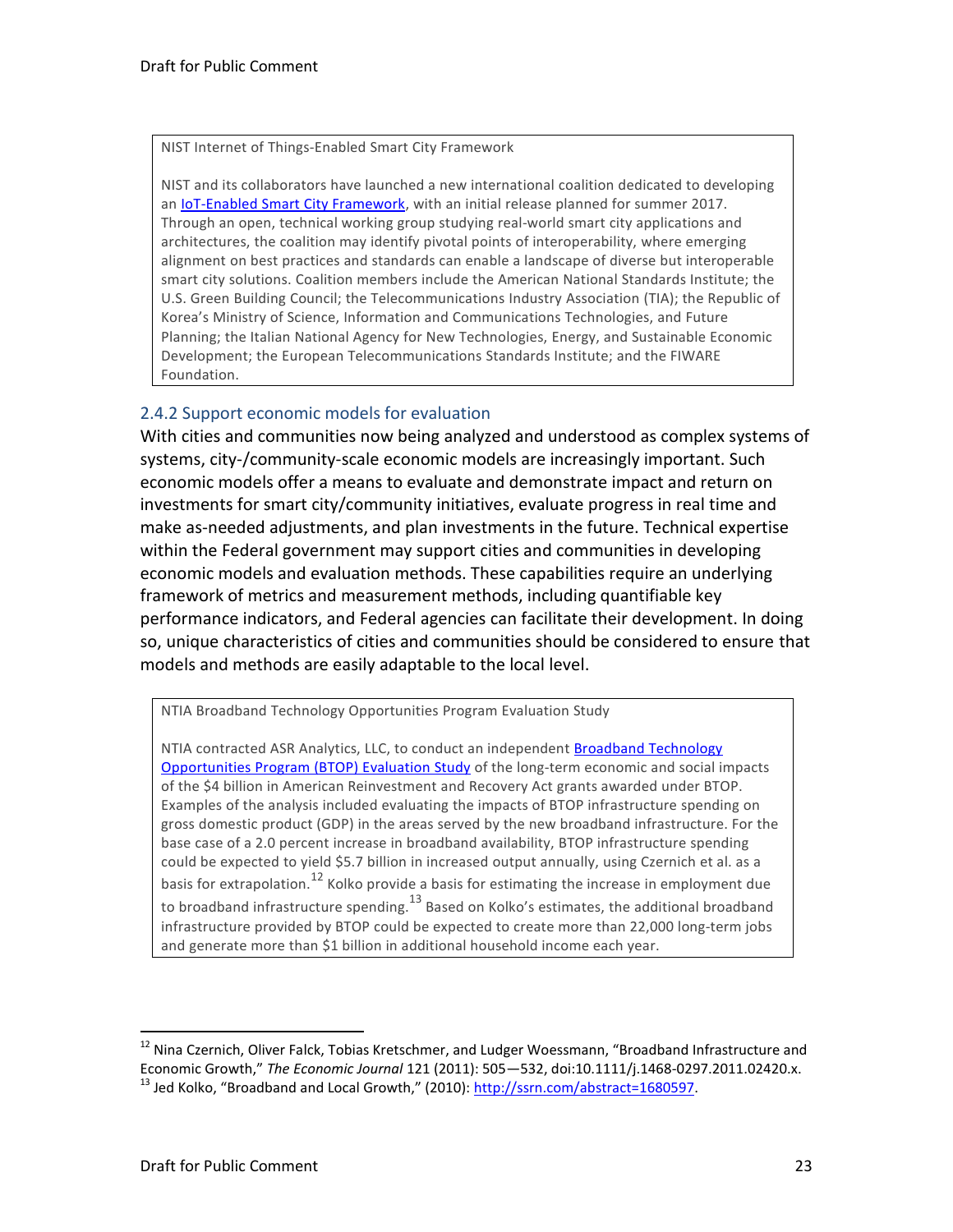> NIST Internet of Things-Enabled Smart City Framework
>
> NIST and its collaborators have launched a new international coalition dedicated to developing an IoT-Enabled Smart City Framework, with an initial release planned for summer 2017. Through an open, technical working group studying real-world smart city applications and architectures, the coalition may identify pivotal points of interoperability, where emerging alignment on best practices and standards can enable a landscape of diverse but interoperable smart city solutions. Coalition members include the American National Standards Institute; the U.S. Green Building Council; the Telecommunications Industry Association (TIA); the Republic of Korea's Ministry of Science, Information and Communications Technologies, and Future Planning; the Italian National Agency for New Technologies, Energy, and Sustainable Economic Development; the European Telecommunications Standards Institute; and the FIWARE Foundation.

### 2.4.2 Support economic models for evaluation

With cities and communities now being analyzed and understood as complex systems of systems, city-/community-scale economic models are increasingly important. Such economic models offer a means to evaluate and demonstrate impact and return on investments for smart city/community initiatives, evaluate progress in real time and make as-needed adjustments, and plan investments in the future. Technical expertise within the Federal government may support cities and communities in developing economic models and evaluation methods. These capabilities require an underlying framework of metrics and measurement methods, including quantifiable key performance indicators, and Federal agencies can facilitate their development. In doing so, unique characteristics of cities and communities should be considered to ensure that models and methods are easily adaptable to the local level.

> NTIA Broadband Technology Opportunities Program Evaluation Study
>
> NTIA contracted ASR Analytics, LLC, to conduct an independent Broadband Technology Opportunities Program (BTOP) Evaluation Study of the long-term economic and social impacts of the $4 billion in American Reinvestment and Recovery Act grants awarded under BTOP. Examples of the analysis included evaluating the impacts of BTOP infrastructure spending on gross domestic product (GDP) in the areas served by the new broadband infrastructure. For the base case of a 2.0 percent increase in broadband availability, BTOP infrastructure spending could be expected to yield $5.7 billion in increased output annually, using Czernich et al. as a basis for extrapolation.[12] Kolko provide a basis for estimating the increase in employment due to broadband infrastructure spending.[13] Based on Kolko's estimates, the additional broadband infrastructure provided by BTOP could be expected to create more than 22,000 long-term jobs and generate more than $1 billion in additional household income each year.

---

[12] Nina Czernich, Oliver Falck, Tobias Kretschmer, and Ludger Woessmann, "Broadband Infrastructure and Economic Growth," *The Economic Journal* 121 (2011): 505—532, doi:10.1111/j.1468-0297.2011.02420.x.

[13] Jed Kolko, "Broadband and Local Growth," (2010): http://ssrn.com/abstract=1680597.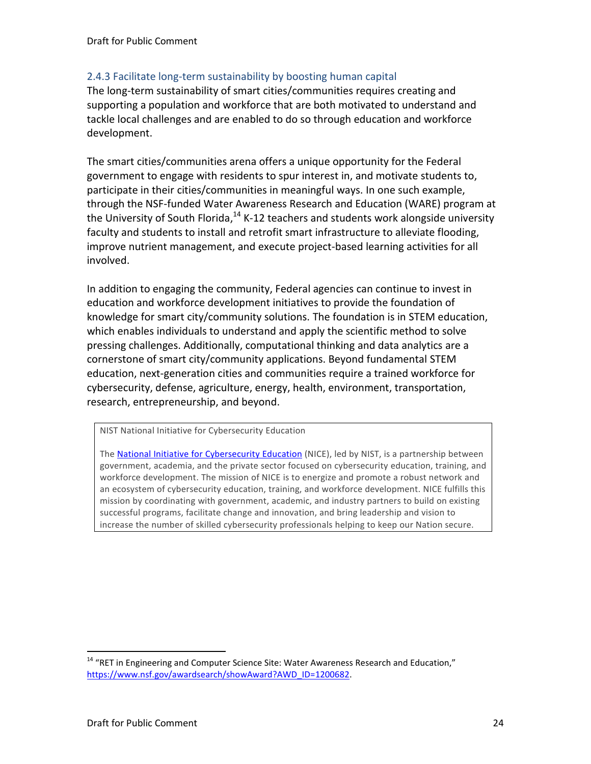### 2.4.3 Facilitate long-term sustainability by boosting human capital

The long-term sustainability of smart cities/communities requires creating and supporting a population and workforce that are both motivated to understand and tackle local challenges and are enabled to do so through education and workforce development.

The smart cities/communities arena offers a unique opportunity for the Federal government to engage with residents to spur interest in, and motivate students to, participate in their cities/communities in meaningful ways. In one such example, through the NSF-funded Water Awareness Research and Education (WARE) program at the University of South Florida,[14] K-12 teachers and students work alongside university faculty and students to install and retrofit smart infrastructure to alleviate flooding, improve nutrient management, and execute project-based learning activities for all involved.

In addition to engaging the community, Federal agencies can continue to invest in education and workforce development initiatives to provide the foundation of knowledge for smart city/community solutions. The foundation is in STEM education, which enables individuals to understand and apply the scientific method to solve pressing challenges. Additionally, computational thinking and data analytics are a cornerstone of smart city/community applications. Beyond fundamental STEM education, next-generation cities and communities require a trained workforce for cybersecurity, defense, agriculture, energy, health, environment, transportation, research, entrepreneurship, and beyond.

> NIST National Initiative for Cybersecurity Education
>
> The [National Initiative for Cybersecurity Education](https://www.nist.gov/nice) (NICE), led by NIST, is a partnership between government, academia, and the private sector focused on cybersecurity education, training, and workforce development. The mission of NICE is to energize and promote a robust network and an ecosystem of cybersecurity education, training, and workforce development. NICE fulfills this mission by coordinating with government, academic, and industry partners to build on existing successful programs, facilitate change and innovation, and bring leadership and vision to increase the number of skilled cybersecurity professionals helping to keep our Nation secure.

---

[14] "RET in Engineering and Computer Science Site: Water Awareness Research and Education," https://www.nsf.gov/awardsearch/showAward?AWD_ID=1200682.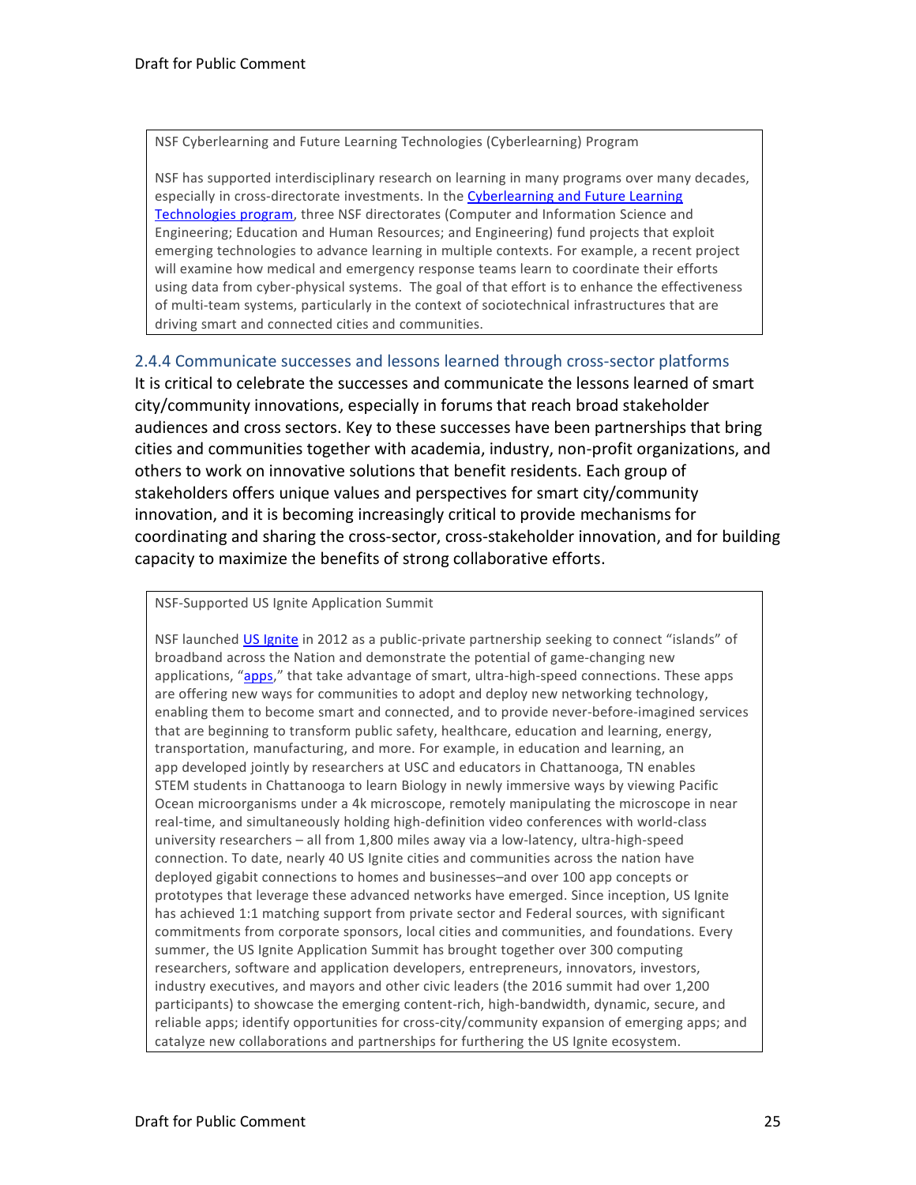NSF Cyberlearning and Future Learning Technologies (Cyberlearning) Program

NSF has supported interdisciplinary research on learning in many programs over many decades, especially in cross-directorate investments. In the Cyberlearning and Future Learning Technologies program, three NSF directorates (Computer and Information Science and Engineering; Education and Human Resources; and Engineering) fund projects that exploit emerging technologies to advance learning in multiple contexts. For example, a recent project will examine how medical and emergency response teams learn to coordinate their efforts using data from cyber-physical systems. The goal of that effort is to enhance the effectiveness of multi-team systems, particularly in the context of sociotechnical infrastructures that are driving smart and connected cities and communities.

### 2.4.4 Communicate successes and lessons learned through cross-sector platforms

It is critical to celebrate the successes and communicate the lessons learned of smart city/community innovations, especially in forums that reach broad stakeholder audiences and cross sectors. Key to these successes have been partnerships that bring cities and communities together with academia, industry, non-profit organizations, and others to work on innovative solutions that benefit residents. Each group of stakeholders offers unique values and perspectives for smart city/community innovation, and it is becoming increasingly critical to provide mechanisms for coordinating and sharing the cross-sector, cross-stakeholder innovation, and for building capacity to maximize the benefits of strong collaborative efforts.

NSF-Supported US Ignite Application Summit

NSF launched US Ignite in 2012 as a public-private partnership seeking to connect "islands" of broadband across the Nation and demonstrate the potential of game-changing new applications, "apps," that take advantage of smart, ultra-high-speed connections. These apps are offering new ways for communities to adopt and deploy new networking technology, enabling them to become smart and connected, and to provide never-before-imagined services that are beginning to transform public safety, healthcare, education and learning, energy, transportation, manufacturing, and more. For example, in education and learning, an app developed jointly by researchers at USC and educators in Chattanooga, TN enables STEM students in Chattanooga to learn Biology in newly immersive ways by viewing Pacific Ocean microorganisms under a 4k microscope, remotely manipulating the microscope in near real-time, and simultaneously holding high-definition video conferences with world-class university researchers – all from 1,800 miles away via a low-latency, ultra-high-speed connection. To date, nearly 40 US Ignite cities and communities across the nation have deployed gigabit connections to homes and businesses–and over 100 app concepts or prototypes that leverage these advanced networks have emerged. Since inception, US Ignite has achieved 1:1 matching support from private sector and Federal sources, with significant commitments from corporate sponsors, local cities and communities, and foundations. Every summer, the US Ignite Application Summit has brought together over 300 computing researchers, software and application developers, entrepreneurs, innovators, investors, industry executives, and mayors and other civic leaders (the 2016 summit had over 1,200 participants) to showcase the emerging content-rich, high-bandwidth, dynamic, secure, and reliable apps; identify opportunities for cross-city/community expansion of emerging apps; and catalyze new collaborations and partnerships for furthering the US Ignite ecosystem.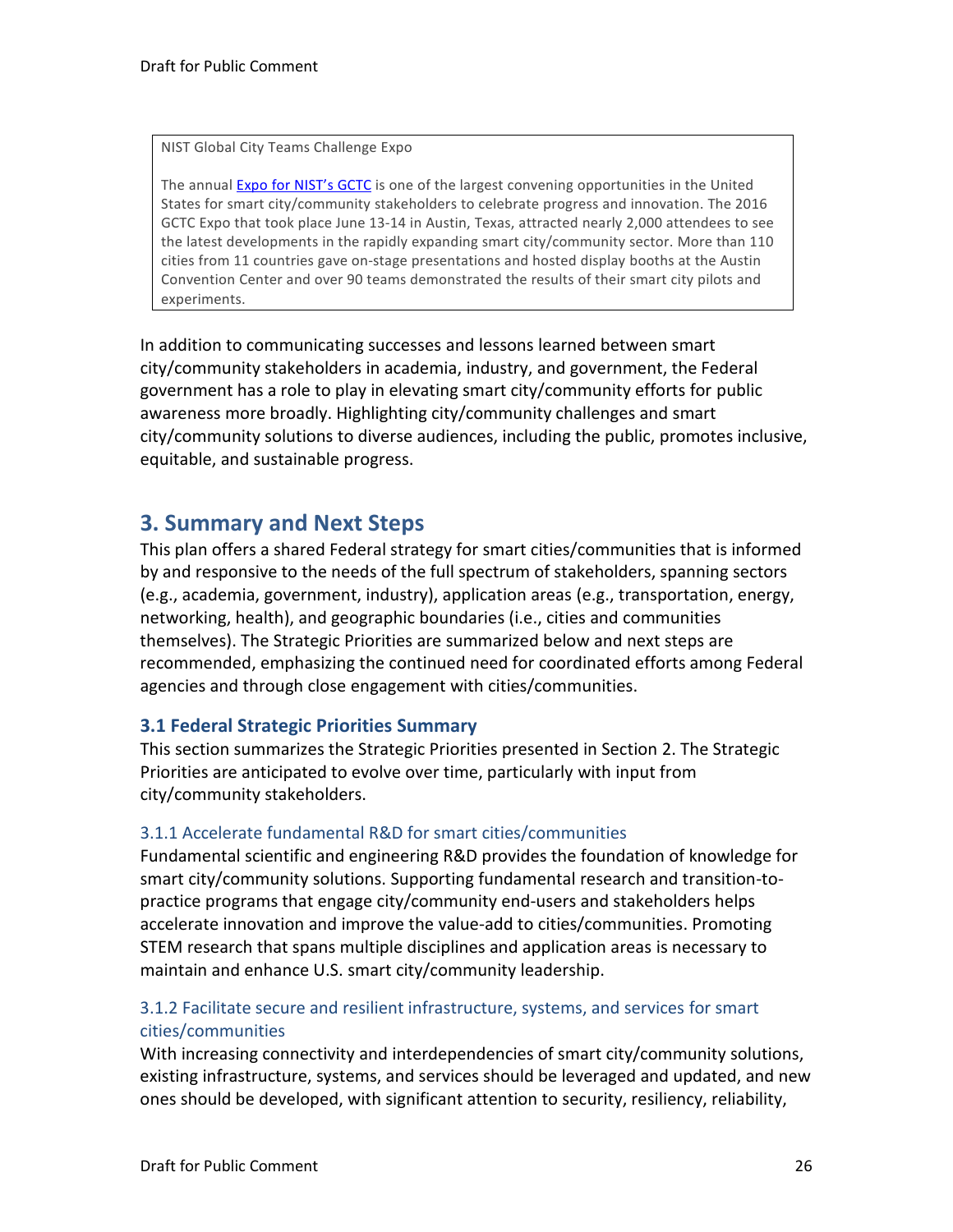> NIST Global City Teams Challenge Expo
>
> The annual [Expo for NIST's GCTC] is one of the largest convening opportunities in the United States for smart city/community stakeholders to celebrate progress and innovation. The 2016 GCTC Expo that took place June 13-14 in Austin, Texas, attracted nearly 2,000 attendees to see the latest developments in the rapidly expanding smart city/community sector. More than 110 cities from 11 countries gave on-stage presentations and hosted display booths at the Austin Convention Center and over 90 teams demonstrated the results of their smart city pilots and experiments.

In addition to communicating successes and lessons learned between smart city/community stakeholders in academia, industry, and government, the Federal government has a role to play in elevating smart city/community efforts for public awareness more broadly. Highlighting city/community challenges and smart city/community solutions to diverse audiences, including the public, promotes inclusive, equitable, and sustainable progress.

## 3. Summary and Next Steps

This plan offers a shared Federal strategy for smart cities/communities that is informed by and responsive to the needs of the full spectrum of stakeholders, spanning sectors (e.g., academia, government, industry), application areas (e.g., transportation, energy, networking, health), and geographic boundaries (i.e., cities and communities themselves). The Strategic Priorities are summarized below and next steps are recommended, emphasizing the continued need for coordinated efforts among Federal agencies and through close engagement with cities/communities.

### 3.1 Federal Strategic Priorities Summary

This section summarizes the Strategic Priorities presented in Section 2. The Strategic Priorities are anticipated to evolve over time, particularly with input from city/community stakeholders.

#### 3.1.1 Accelerate fundamental R&D for smart cities/communities

Fundamental scientific and engineering R&D provides the foundation of knowledge for smart city/community solutions. Supporting fundamental research and transition-to-practice programs that engage city/community end-users and stakeholders helps accelerate innovation and improve the value-add to cities/communities. Promoting STEM research that spans multiple disciplines and application areas is necessary to maintain and enhance U.S. smart city/community leadership.

#### 3.1.2 Facilitate secure and resilient infrastructure, systems, and services for smart cities/communities

With increasing connectivity and interdependencies of smart city/community solutions, existing infrastructure, systems, and services should be leveraged and updated, and new ones should be developed, with significant attention to security, resiliency, reliability,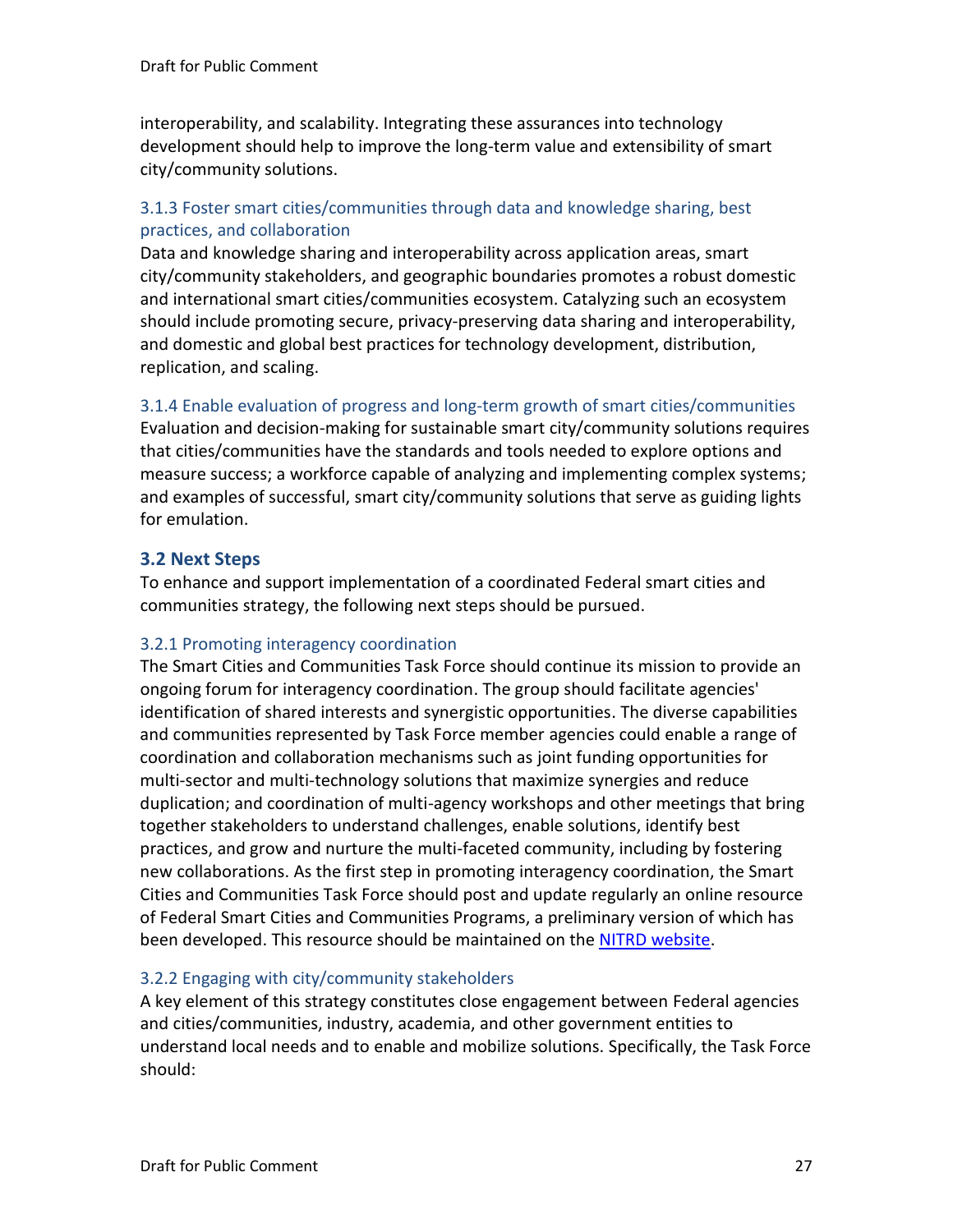interoperability, and scalability. Integrating these assurances into technology development should help to improve the long-term value and extensibility of smart city/community solutions.

### 3.1.3 Foster smart cities/communities through data and knowledge sharing, best practices, and collaboration

Data and knowledge sharing and interoperability across application areas, smart city/community stakeholders, and geographic boundaries promotes a robust domestic and international smart cities/communities ecosystem. Catalyzing such an ecosystem should include promoting secure, privacy-preserving data sharing and interoperability, and domestic and global best practices for technology development, distribution, replication, and scaling.

### 3.1.4 Enable evaluation of progress and long-term growth of smart cities/communities

Evaluation and decision-making for sustainable smart city/community solutions requires that cities/communities have the standards and tools needed to explore options and measure success; a workforce capable of analyzing and implementing complex systems; and examples of successful, smart city/community solutions that serve as guiding lights for emulation.

## 3.2 Next Steps

To enhance and support implementation of a coordinated Federal smart cities and communities strategy, the following next steps should be pursued.

### 3.2.1 Promoting interagency coordination

The Smart Cities and Communities Task Force should continue its mission to provide an ongoing forum for interagency coordination. The group should facilitate agencies' identification of shared interests and synergistic opportunities. The diverse capabilities and communities represented by Task Force member agencies could enable a range of coordination and collaboration mechanisms such as joint funding opportunities for multi-sector and multi-technology solutions that maximize synergies and reduce duplication; and coordination of multi-agency workshops and other meetings that bring together stakeholders to understand challenges, enable solutions, identify best practices, and grow and nurture the multi-faceted community, including by fostering new collaborations. As the first step in promoting interagency coordination, the Smart Cities and Communities Task Force should post and update regularly an online resource of Federal Smart Cities and Communities Programs, a preliminary version of which has been developed. This resource should be maintained on the NITRD website.

### 3.2.2 Engaging with city/community stakeholders

A key element of this strategy constitutes close engagement between Federal agencies and cities/communities, industry, academia, and other government entities to understand local needs and to enable and mobilize solutions. Specifically, the Task Force should: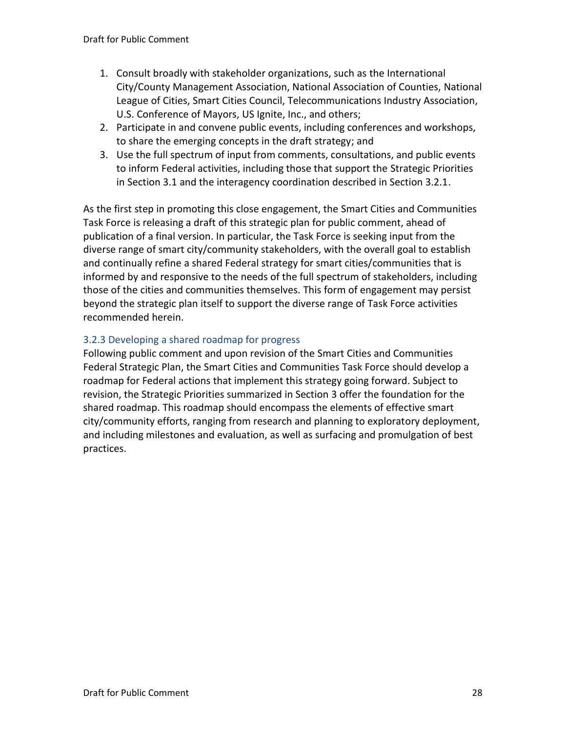1. Consult broadly with stakeholder organizations, such as the International City/County Management Association, National Association of Counties, National League of Cities, Smart Cities Council, Telecommunications Industry Association, U.S. Conference of Mayors, US Ignite, Inc., and others;
2. Participate in and convene public events, including conferences and workshops, to share the emerging concepts in the draft strategy; and
3. Use the full spectrum of input from comments, consultations, and public events to inform Federal activities, including those that support the Strategic Priorities in Section 3.1 and the interagency coordination described in Section 3.2.1.

As the first step in promoting this close engagement, the Smart Cities and Communities Task Force is releasing a draft of this strategic plan for public comment, ahead of publication of a final version. In particular, the Task Force is seeking input from the diverse range of smart city/community stakeholders, with the overall goal to establish and continually refine a shared Federal strategy for smart cities/communities that is informed by and responsive to the needs of the full spectrum of stakeholders, including those of the cities and communities themselves. This form of engagement may persist beyond the strategic plan itself to support the diverse range of Task Force activities recommended herein.

### 3.2.3 Developing a shared roadmap for progress

Following public comment and upon revision of the Smart Cities and Communities Federal Strategic Plan, the Smart Cities and Communities Task Force should develop a roadmap for Federal actions that implement this strategy going forward. Subject to revision, the Strategic Priorities summarized in Section 3 offer the foundation for the shared roadmap. This roadmap should encompass the elements of effective smart city/community efforts, ranging from research and planning to exploratory deployment, and including milestones and evaluation, as well as surfacing and promulgation of best practices.